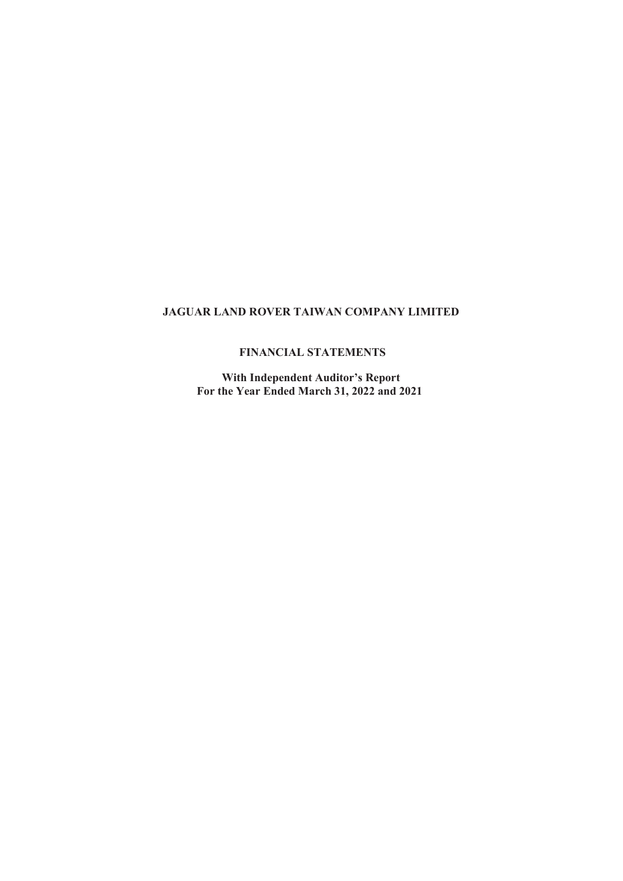# JAGUAR LAND ROVER TAIWAN COMPANY LIMITED

## FINANCIAL STATEMENTS

**With Independent Auditor's Report**
**For the Year Ended March 31, 2022 and 2021**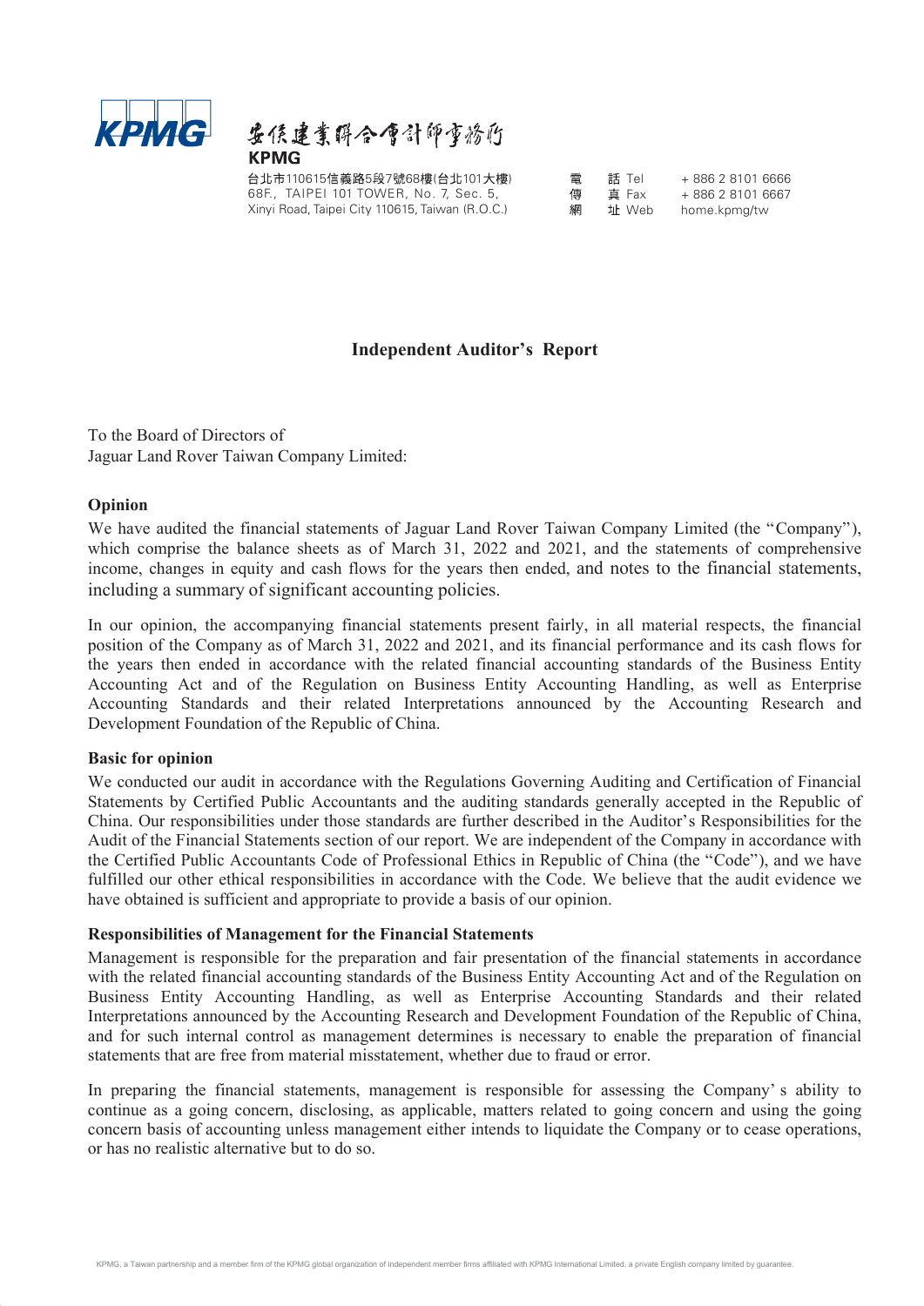KPMG

安侯建業聯合會計師事務所

**KPMG**

台北市110615信義路5段7號68樓(台北101大樓)
68F., TAIPEI 101 TOWER, No. 7, Sec. 5, Xinyi Road, Taipei City 110615, Taiwan (R.O.C.)

電話 Tel + 886 2 8101 6666
傳真 Fax + 886 2 8101 6667
網址 Web home.kpmg/tw

# Independent Auditor's Report

To the Board of Directors of
Jaguar Land Rover Taiwan Company Limited:

**Opinion**

We have audited the financial statements of Jaguar Land Rover Taiwan Company Limited (the "Company"), which comprise the balance sheets as of March 31, 2022 and 2021, and the statements of comprehensive income, changes in equity and cash flows for the years then ended, and notes to the financial statements, including a summary of significant accounting policies.

In our opinion, the accompanying financial statements present fairly, in all material respects, the financial position of the Company as of March 31, 2022 and 2021, and its financial performance and its cash flows for the years then ended in accordance with the related financial accounting standards of the Business Entity Accounting Act and of the Regulation on Business Entity Accounting Handling, as well as Enterprise Accounting Standards and their related Interpretations announced by the Accounting Research and Development Foundation of the Republic of China.

**Basic for opinion**

We conducted our audit in accordance with the Regulations Governing Auditing and Certification of Financial Statements by Certified Public Accountants and the auditing standards generally accepted in the Republic of China. Our responsibilities under those standards are further described in the Auditor's Responsibilities for the Audit of the Financial Statements section of our report. We are independent of the Company in accordance with the Certified Public Accountants Code of Professional Ethics in Republic of China (the "Code"), and we have fulfilled our other ethical responsibilities in accordance with the Code. We believe that the audit evidence we have obtained is sufficient and appropriate to provide a basis of our opinion.

**Responsibilities of Management for the Financial Statements**

Management is responsible for the preparation and fair presentation of the financial statements in accordance with the related financial accounting standards of the Business Entity Accounting Act and of the Regulation on Business Entity Accounting Handling, as well as Enterprise Accounting Standards and their related Interpretations announced by the Accounting Research and Development Foundation of the Republic of China, and for such internal control as management determines is necessary to enable the preparation of financial statements that are free from material misstatement, whether due to fraud or error.

In preparing the financial statements, management is responsible for assessing the Company's ability to continue as a going concern, disclosing, as applicable, matters related to going concern and using the going concern basis of accounting unless management either intends to liquidate the Company or to cease operations, or has no realistic alternative but to do so.

KPMG, a Taiwan partnership and a member firm of the KPMG global organization of independent member firms affiliated with KPMG International Limited, a private English company limited by guarantee.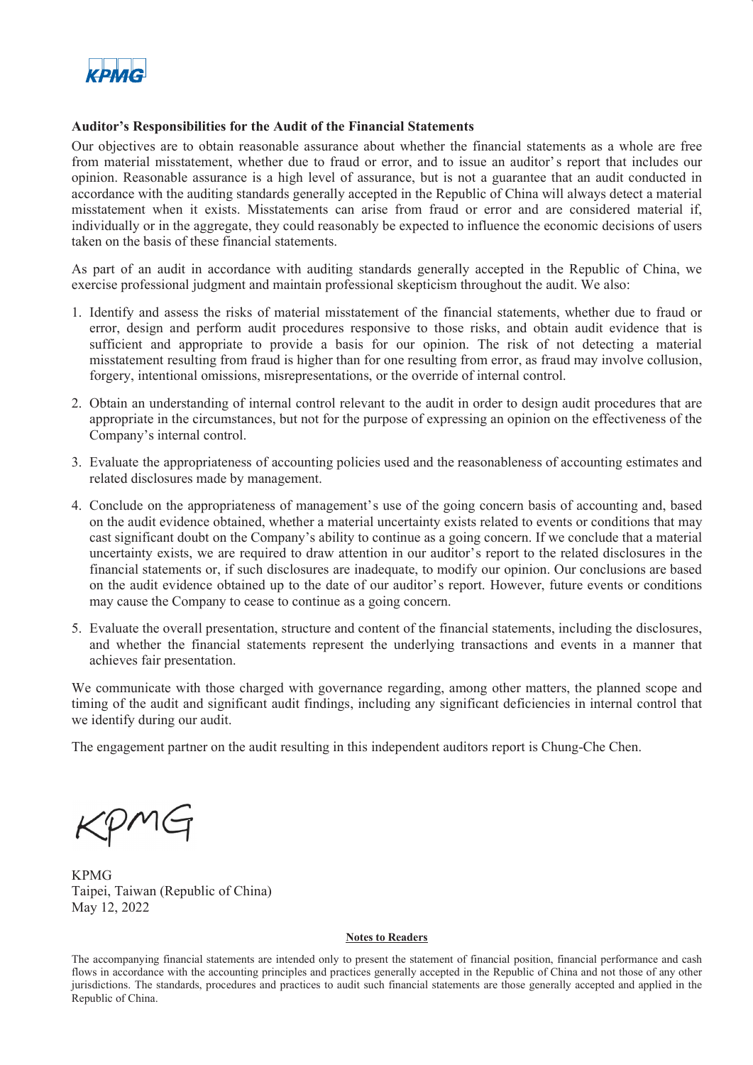## Auditor's Responsibilities for the Audit of the Financial Statements

Our objectives are to obtain reasonable assurance about whether the financial statements as a whole are free from material misstatement, whether due to fraud or error, and to issue an auditor's report that includes our opinion. Reasonable assurance is a high level of assurance, but is not a guarantee that an audit conducted in accordance with the auditing standards generally accepted in the Republic of China will always detect a material misstatement when it exists. Misstatements can arise from fraud or error and are considered material if, individually or in the aggregate, they could reasonably be expected to influence the economic decisions of users taken on the basis of these financial statements.

As part of an audit in accordance with auditing standards generally accepted in the Republic of China, we exercise professional judgment and maintain professional skepticism throughout the audit. We also:

1. Identify and assess the risks of material misstatement of the financial statements, whether due to fraud or error, design and perform audit procedures responsive to those risks, and obtain audit evidence that is sufficient and appropriate to provide a basis for our opinion. The risk of not detecting a material misstatement resulting from fraud is higher than for one resulting from error, as fraud may involve collusion, forgery, intentional omissions, misrepresentations, or the override of internal control.

2. Obtain an understanding of internal control relevant to the audit in order to design audit procedures that are appropriate in the circumstances, but not for the purpose of expressing an opinion on the effectiveness of the Company's internal control.

3. Evaluate the appropriateness of accounting policies used and the reasonableness of accounting estimates and related disclosures made by management.

4. Conclude on the appropriateness of management's use of the going concern basis of accounting and, based on the audit evidence obtained, whether a material uncertainty exists related to events or conditions that may cast significant doubt on the Company's ability to continue as a going concern. If we conclude that a material uncertainty exists, we are required to draw attention in our auditor's report to the related disclosures in the financial statements or, if such disclosures are inadequate, to modify our opinion. Our conclusions are based on the audit evidence obtained up to the date of our auditor's report. However, future events or conditions may cause the Company to cease to continue as a going concern.

5. Evaluate the overall presentation, structure and content of the financial statements, including the disclosures, and whether the financial statements represent the underlying transactions and events in a manner that achieves fair presentation.

We communicate with those charged with governance regarding, among other matters, the planned scope and timing of the audit and significant audit findings, including any significant deficiencies in internal control that we identify during our audit.

The engagement partner on the audit resulting in this independent auditors report is Chung-Che Chen.

KPMG
Taipei, Taiwan (Republic of China)
May 12, 2022

**Notes to Readers**

The accompanying financial statements are intended only to present the statement of financial position, financial performance and cash flows in accordance with the accounting principles and practices generally accepted in the Republic of China and not those of any other jurisdictions. The standards, procedures and practices to audit such financial statements are those generally accepted and applied in the Republic of China.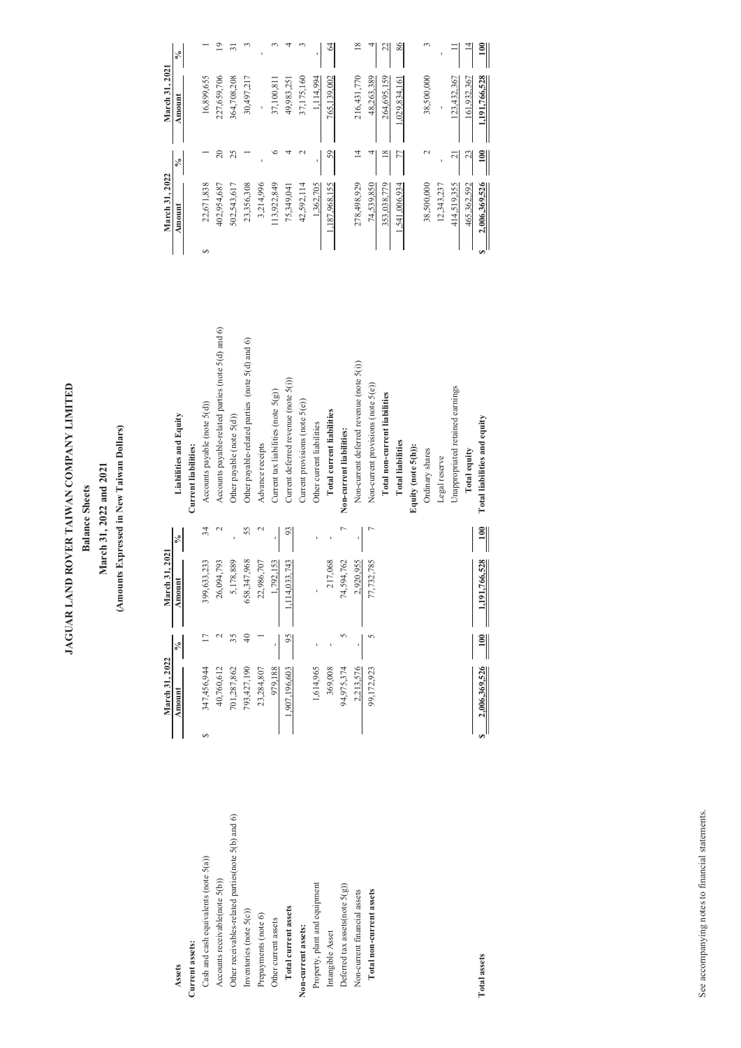# JAGUAR LAND ROVER TAIWAN COMPANY LIMITED

## Balance Sheets

## March 31, 2022 and 2021

## (Amounts Expressed in New Taiwan Dollars)

| Assets | March 31, 2022 Amount | % | March 31, 2021 Amount | % |
|---|---|---|---|---|
| **Current assets:** | | | | |
| Cash and cash equivalents (note 5(a)) | $ 347,456,944 | 17 | 399,633,233 | 34 |
| Accounts receivable(note 5(b)) | 40,760,612 | 2 | 26,094,793 | 2 |
| Other receivables-related parties(note 5(b) and 6) | 701,287,862 | 35 | 5,178,889 | - |
| Inventories (note 5(c)) | 793,427,190 | 40 | 658,347,968 | 55 |
| Prepayments (note 6) | 23,284,807 | 1 | 22,986,707 | 2 |
| Other current assets | 979,188 | - | 1,792,153 | - |
| **Total current assets** | 1,907,196,603 | 95 | 1,114,033,743 | 93 |
| **Non-current assets:** | | | | |
| Property, plant and equipment | 1,614,965 | - | - | - |
| Intangible Asset | 369,008 | - | 217,068 | - |
| Deferred tax assets(note 5(g)) | 94,975,374 | 5 | 74,594,762 | 7 |
| Non-current financial assets | 2,213,576 | - | 2,920,955 | - |
| **Total non-current assets** | 99,172,923 | 5 | 77,732,785 | 7 |
| **Total assets** | $ 2,006,369,526 | 100 | 1,191,766,528 | 100 |

| Liabilities and Equity | March 31, 2022 Amount | % | March 31, 2021 Amount | % |
|---|---|---|---|---|
| **Current liabilities:** | | | | |
| Accounts payable (note 5(d)) | $ 22,671,838 | 1 | 16,899,655 | 1 |
| Accounts payable-related parties (note 5(d) and 6) | 402,954,687 | 20 | 227,659,706 | 19 |
| Other payable (note 5(d)) | 502,543,617 | 25 | 364,708,208 | 31 |
| Other payable-related parties (note 5(d) and 6) | 23,356,308 | 1 | 30,497,217 | 3 |
| Advance receipts | 3,214,996 | - | - | - |
| Current tax liabilities (note 5(g)) | 113,922,849 | 6 | 37,100,811 | 3 |
| Current deferred revenue (note 5(i)) | 75,349,041 | 4 | 49,983,251 | 4 |
| Current provisions (note 5(e)) | 42,592,114 | 2 | 37,175,160 | 3 |
| Other current liabilities | 1,362,705 | - | 1,114,994 | - |
| **Total current liabilities** | 1,187,968,155 | 59 | 765,139,002 | 64 |
| **Non-current liabilities:** | | | | |
| Non-current deferred revenue (note 5(i)) | 278,498,929 | 14 | 216,431,770 | 18 |
| Non-current provisions (note 5(e)) | 74,539,850 | 4 | 48,263,389 | 4 |
| **Total non-current liabilities** | 353,038,779 | 18 | 264,695,159 | 22 |
| **Total liabilities** | 1,541,006,934 | 77 | 1,029,834,161 | 86 |
| **Equity (note 5(h)):** | | | | |
| Ordinary shares | 38,500,000 | 2 | 38,500,000 | 3 |
| Legal reserve | 12,343,237 | - | - | - |
| Unappropriated retained earnings | 414,519,355 | 21 | 123,432,367 | 11 |
| **Total equity** | 465,362,592 | 23 | 161,932,367 | 14 |
| **Total liabilities and equity** | $ 2,006,369,526 | 100 | 1,191,766,528 | 100 |

See accompanying notes to financial statements.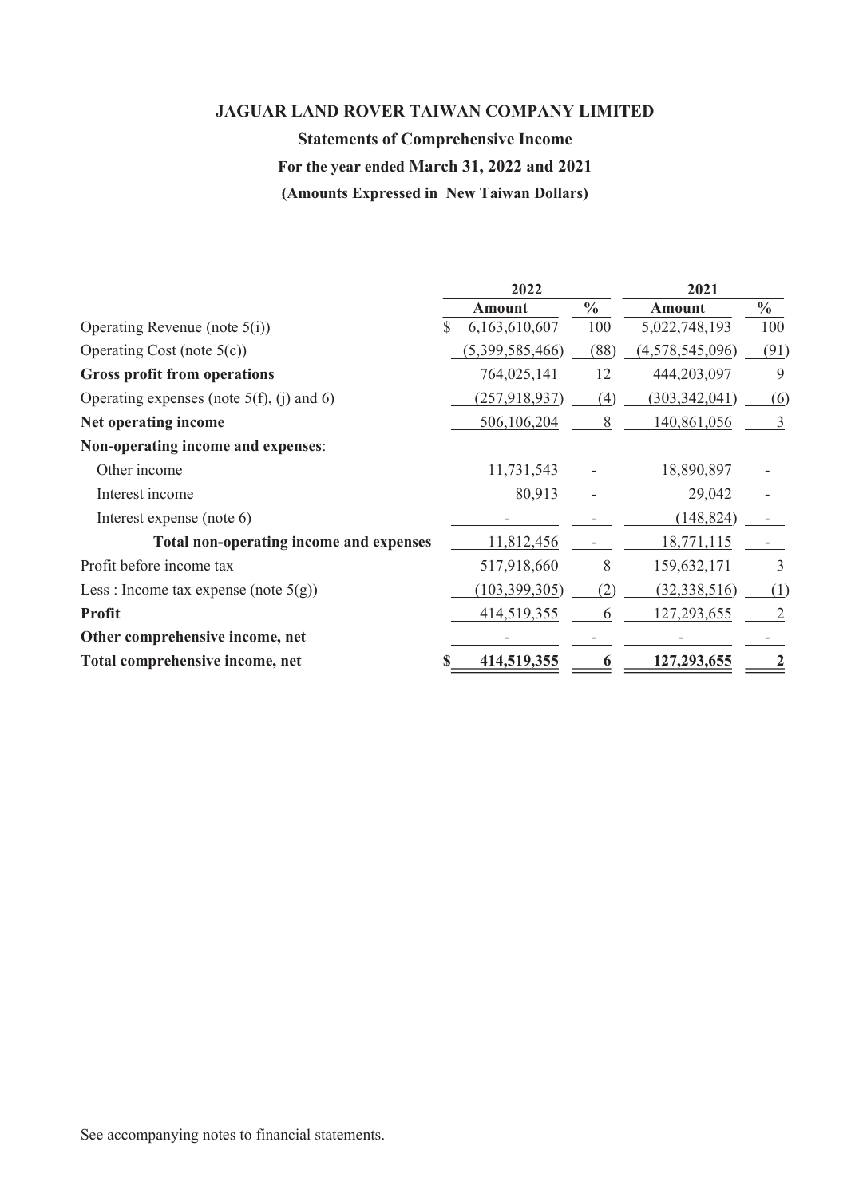# JAGUAR LAND ROVER TAIWAN COMPANY LIMITED

## Statements of Comprehensive Income

### For the year ended March 31, 2022 and 2021

### (Amounts Expressed in New Taiwan Dollars)

| | 2022 | | 2021 | |
|---|---|---|---|---|
| | **Amount** | **%** | **Amount** | **%** |
| Operating Revenue (note 5(i)) | $ 6,163,610,607 | 100 | 5,022,748,193 | 100 |
| Operating Cost (note 5(c)) | (5,399,585,466) | (88) | (4,578,545,096) | (91) |
| **Gross profit from operations** | 764,025,141 | 12 | 444,203,097 | 9 |
| Operating expenses (note 5(f), (j) and 6) | (257,918,937) | (4) | (303,342,041) | (6) |
| **Net operating income** | 506,106,204 | 8 | 140,861,056 | 3 |
| **Non-operating income and expenses**: | | | | |
| Other income | 11,731,543 | - | 18,890,897 | - |
| Interest income | 80,913 | - | 29,042 | - |
| Interest expense (note 6) | - | - | (148,824) | - |
| **Total non-operating income and expenses** | 11,812,456 | - | 18,771,115 | - |
| Profit before income tax | 517,918,660 | 8 | 159,632,171 | 3 |
| Less : Income tax expense (note 5(g)) | (103,399,305) | (2) | (32,338,516) | (1) |
| **Profit** | 414,519,355 | 6 | 127,293,655 | 2 |
| **Other comprehensive income, net** | - | - | - | - |
| **Total comprehensive income, net** | **$ 414,519,355** | **6** | **127,293,655** | **2** |

See accompanying notes to financial statements.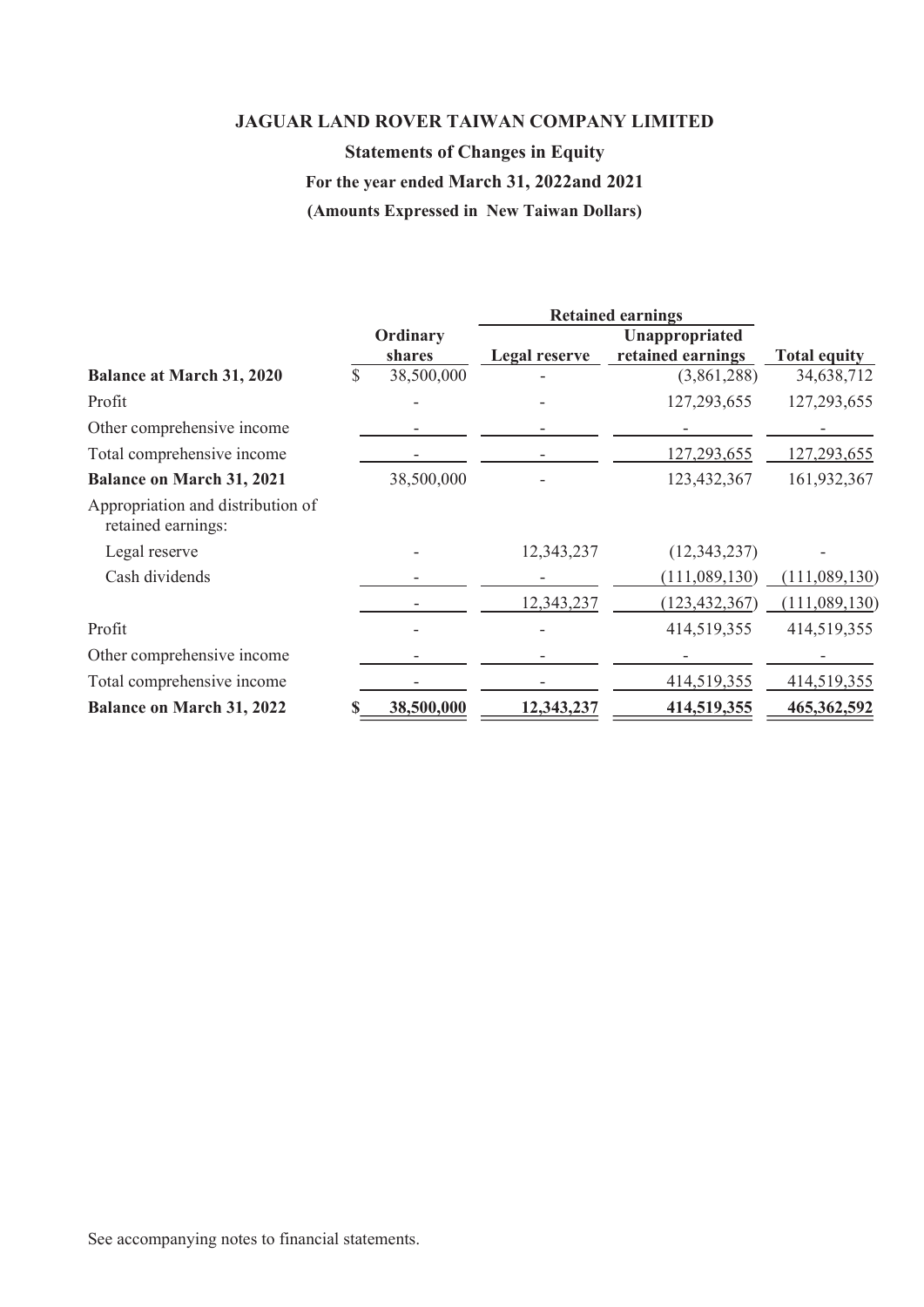# JAGUAR LAND ROVER TAIWAN COMPANY LIMITED

## Statements of Changes in Equity

### For the year ended March 31, 2022and 2021

### (Amounts Expressed in New Taiwan Dollars)

| | Ordinary shares | Retained earnings | | Total equity |
|---|---|---|---|---|
| | | Legal reserve | Unappropriated retained earnings | |
| **Balance at March 31, 2020** | $ 38,500,000 | - | (3,861,288) | 34,638,712 |
| Profit | - | - | 127,293,655 | 127,293,655 |
| Other comprehensive income | - | - | - | - |
| Total comprehensive income | - | - | 127,293,655 | 127,293,655 |
| **Balance on March 31, 2021** | 38,500,000 | - | 123,432,367 | 161,932,367 |
| Appropriation and distribution of retained earnings: | | | | |
| Legal reserve | - | 12,343,237 | (12,343,237) | - |
| Cash dividends | - | - | (111,089,130) | (111,089,130) |
| | - | 12,343,237 | (123,432,367) | (111,089,130) |
| Profit | - | - | 414,519,355 | 414,519,355 |
| Other comprehensive income | - | - | - | - |
| Total comprehensive income | - | - | 414,519,355 | 414,519,355 |
| **Balance on March 31, 2022** | **$ 38,500,000** | **12,343,237** | **414,519,355** | **465,362,592** |

See accompanying notes to financial statements.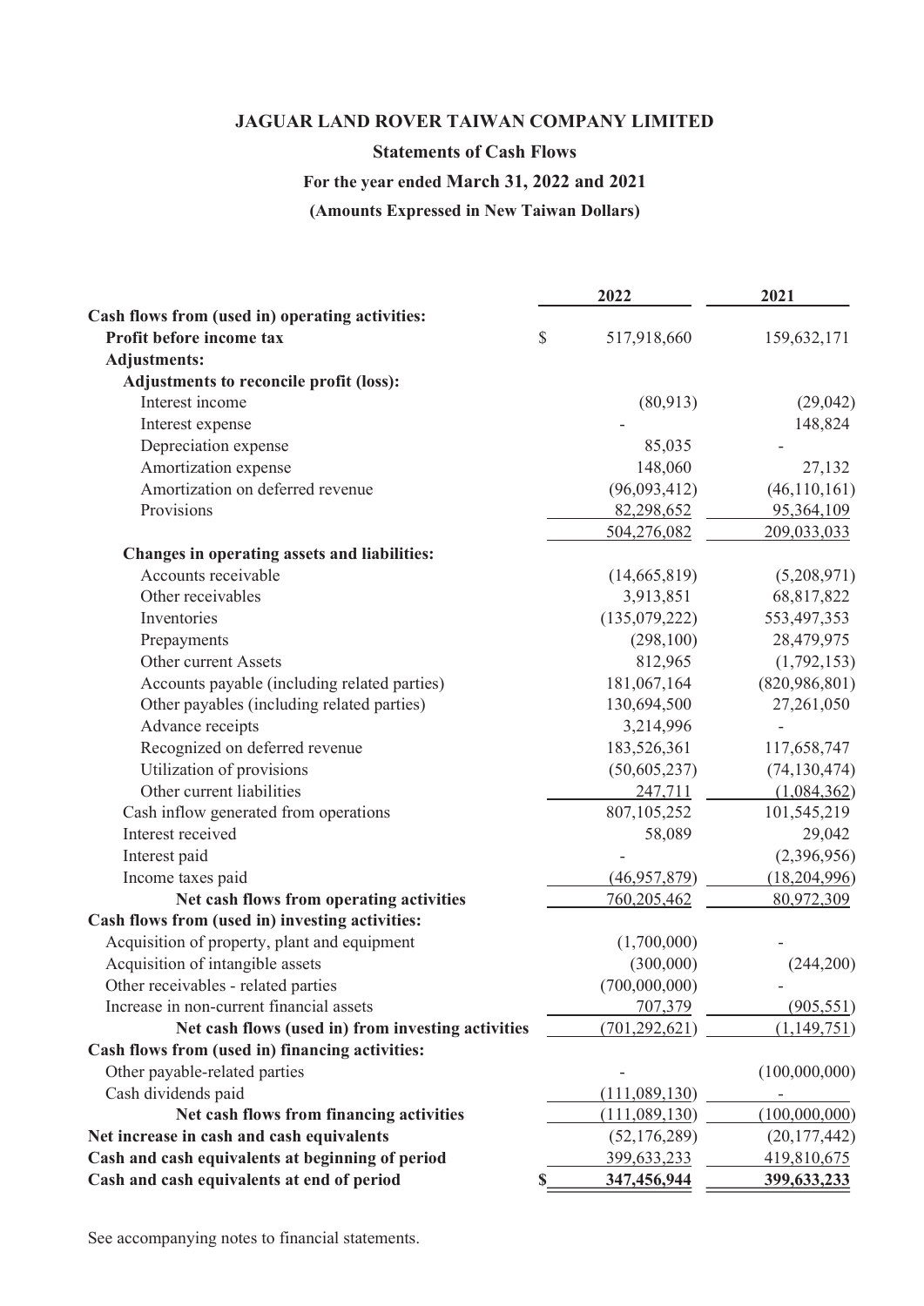# JAGUAR LAND ROVER TAIWAN COMPANY LIMITED

## Statements of Cash Flows

### For the year ended March 31, 2022 and 2021

### (Amounts Expressed in New Taiwan Dollars)

| | | 2022 | 2021 |
|---|---|---|---|
| **Cash flows from (used in) operating activities:** | | | |
| **Profit before income tax** | $ | 517,918,660 | 159,632,171 |
| **Adjustments:** | | | |
| **Adjustments to reconcile profit (loss):** | | | |
| Interest income | | (80,913) | (29,042) |
| Interest expense | | - | 148,824 |
| Depreciation expense | | 85,035 | - |
| Amortization expense | | 148,060 | 27,132 |
| Amortization on deferred revenue | | (96,093,412) | (46,110,161) |
| Provisions | | 82,298,652 | 95,364,109 |
| | | 504,276,082 | 209,033,033 |
| **Changes in operating assets and liabilities:** | | | |
| Accounts receivable | | (14,665,819) | (5,208,971) |
| Other receivables | | 3,913,851 | 68,817,822 |
| Inventories | | (135,079,222) | 553,497,353 |
| Prepayments | | (298,100) | 28,479,975 |
| Other current Assets | | 812,965 | (1,792,153) |
| Accounts payable (including related parties) | | 181,067,164 | (820,986,801) |
| Other payables (including related parties) | | 130,694,500 | 27,261,050 |
| Advance receipts | | 3,214,996 | - |
| Recognized on deferred revenue | | 183,526,361 | 117,658,747 |
| Utilization of provisions | | (50,605,237) | (74,130,474) |
| Other current liabilities | | 247,711 | (1,084,362) |
| Cash inflow generated from operations | | 807,105,252 | 101,545,219 |
| Interest received | | 58,089 | 29,042 |
| Interest paid | | - | (2,396,956) |
| Income taxes paid | | (46,957,879) | (18,204,996) |
| **Net cash flows from operating activities** | | 760,205,462 | 80,972,309 |
| **Cash flows from (used in) investing activities:** | | | |
| Acquisition of property, plant and equipment | | (1,700,000) | - |
| Acquisition of intangible assets | | (300,000) | (244,200) |
| Other receivables - related parties | | (700,000,000) | - |
| Increase in non-current financial assets | | 707,379 | (905,551) |
| **Net cash flows (used in) from investing activities** | | (701,292,621) | (1,149,751) |
| **Cash flows from (used in) financing activities:** | | | |
| Other payable-related parties | | - | (100,000,000) |
| Cash dividends paid | | (111,089,130) | - |
| **Net cash flows from financing activities** | | (111,089,130) | (100,000,000) |
| **Net increase in cash and cash equivalents** | | (52,176,289) | (20,177,442) |
| **Cash and cash equivalents at beginning of period** | | 399,633,233 | 419,810,675 |
| **Cash and cash equivalents at end of period** | $ | **347,456,944** | **399,633,233** |

See accompanying notes to financial statements.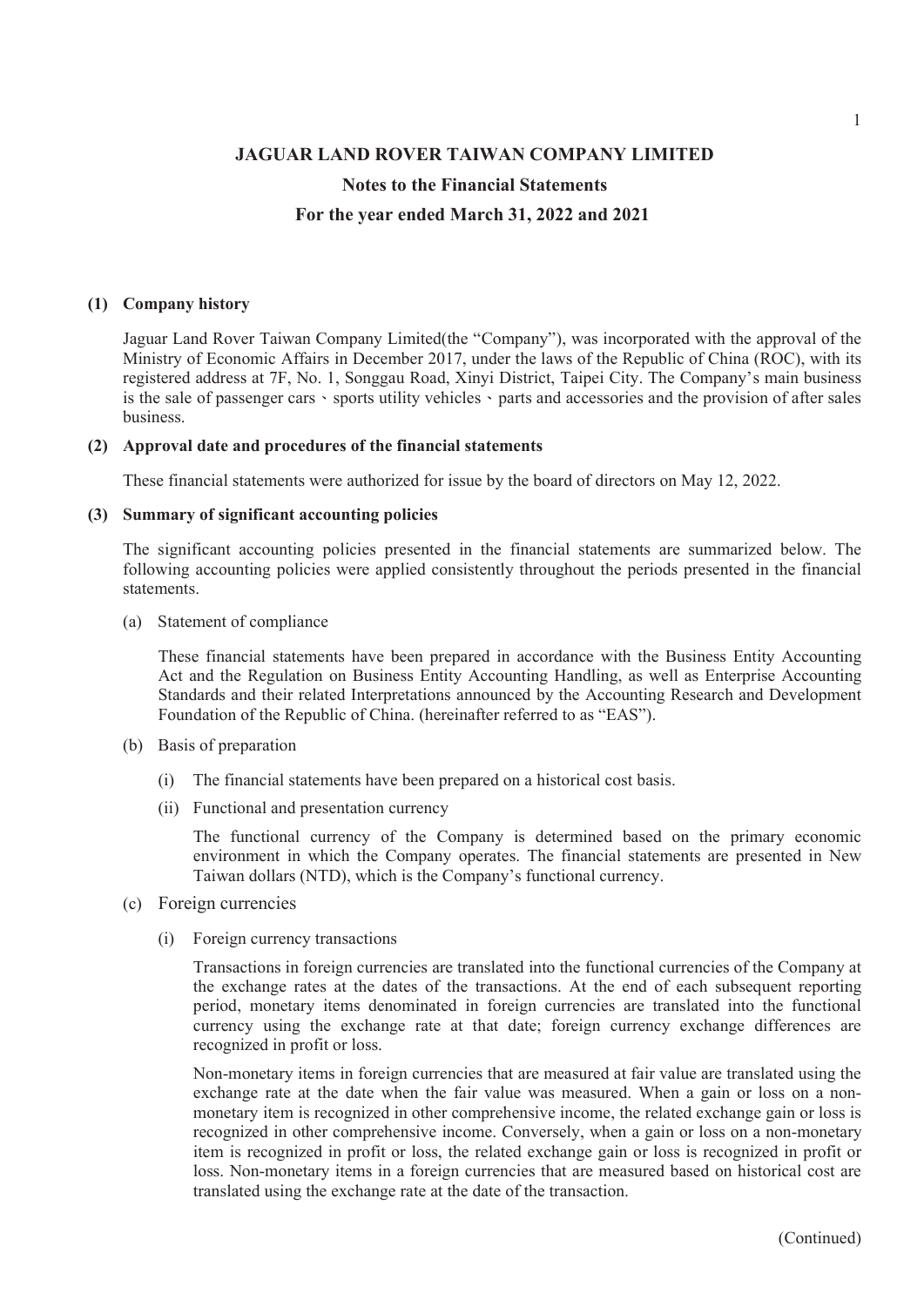# JAGUAR LAND ROVER TAIWAN COMPANY LIMITED

## Notes to the Financial Statements

## For the year ended March 31, 2022 and 2021

**(1) Company history**

Jaguar Land Rover Taiwan Company Limited(the "Company"), was incorporated with the approval of the Ministry of Economic Affairs in December 2017, under the laws of the Republic of China (ROC), with its registered address at 7F, No. 1, Songgau Road, Xinyi District, Taipei City. The Company's main business is the sale of passenger cars、sports utility vehicles、parts and accessories and the provision of after sales business.

**(2) Approval date and procedures of the financial statements**

These financial statements were authorized for issue by the board of directors on May 12, 2022.

**(3) Summary of significant accounting policies**

The significant accounting policies presented in the financial statements are summarized below. The following accounting policies were applied consistently throughout the periods presented in the financial statements.

(a) Statement of compliance

These financial statements have been prepared in accordance with the Business Entity Accounting Act and the Regulation on Business Entity Accounting Handling, as well as Enterprise Accounting Standards and their related Interpretations announced by the Accounting Research and Development Foundation of the Republic of China. (hereinafter referred to as "EAS").

(b) Basis of preparation

(i) The financial statements have been prepared on a historical cost basis.

(ii) Functional and presentation currency

The functional currency of the Company is determined based on the primary economic environment in which the Company operates. The financial statements are presented in New Taiwan dollars (NTD), which is the Company's functional currency.

(c) Foreign currencies

(i) Foreign currency transactions

Transactions in foreign currencies are translated into the functional currencies of the Company at the exchange rates at the dates of the transactions. At the end of each subsequent reporting period, monetary items denominated in foreign currencies are translated into the functional currency using the exchange rate at that date; foreign currency exchange differences are recognized in profit or loss.

Non-monetary items in foreign currencies that are measured at fair value are translated using the exchange rate at the date when the fair value was measured. When a gain or loss on a non-monetary item is recognized in other comprehensive income, the related exchange gain or loss is recognized in other comprehensive income. Conversely, when a gain or loss on a non-monetary item is recognized in profit or loss, the related exchange gain or loss is recognized in profit or loss. Non-monetary items in a foreign currencies that are measured based on historical cost are translated using the exchange rate at the date of the transaction.

(Continued)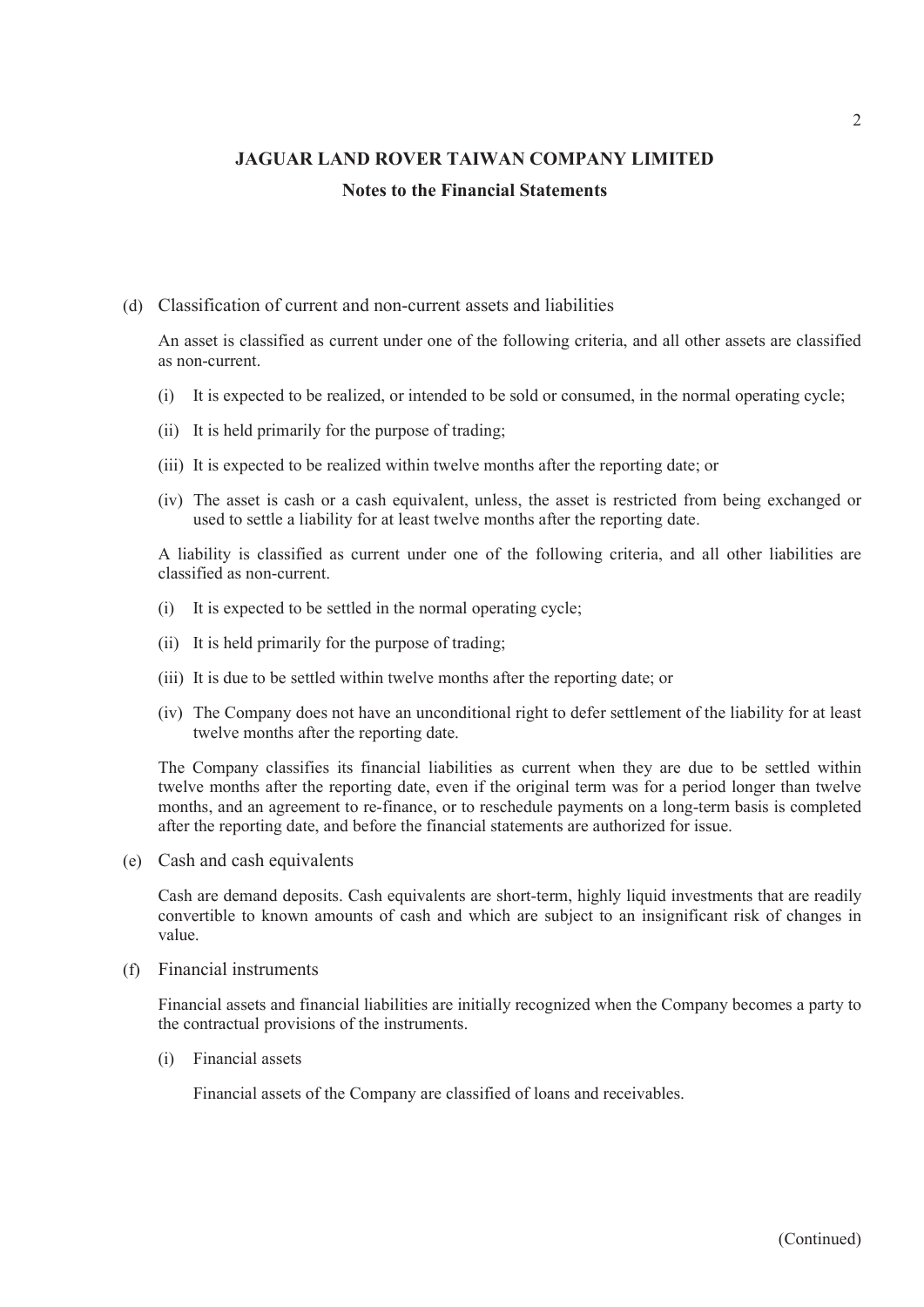## JAGUAR LAND ROVER TAIWAN COMPANY LIMITED

### Notes to the Financial Statements

(d) Classification of current and non-current assets and liabilities

An asset is classified as current under one of the following criteria, and all other assets are classified as non-current.

(i) It is expected to be realized, or intended to be sold or consumed, in the normal operating cycle;

(ii) It is held primarily for the purpose of trading;

(iii) It is expected to be realized within twelve months after the reporting date; or

(iv) The asset is cash or a cash equivalent, unless, the asset is restricted from being exchanged or used to settle a liability for at least twelve months after the reporting date.

A liability is classified as current under one of the following criteria, and all other liabilities are classified as non-current.

(i) It is expected to be settled in the normal operating cycle;

(ii) It is held primarily for the purpose of trading;

(iii) It is due to be settled within twelve months after the reporting date; or

(iv) The Company does not have an unconditional right to defer settlement of the liability for at least twelve months after the reporting date.

The Company classifies its financial liabilities as current when they are due to be settled within twelve months after the reporting date, even if the original term was for a period longer than twelve months, and an agreement to re-finance, or to reschedule payments on a long-term basis is completed after the reporting date, and before the financial statements are authorized for issue.

(e) Cash and cash equivalents

Cash are demand deposits. Cash equivalents are short-term, highly liquid investments that are readily convertible to known amounts of cash and which are subject to an insignificant risk of changes in value.

(f) Financial instruments

Financial assets and financial liabilities are initially recognized when the Company becomes a party to the contractual provisions of the instruments.

(i) Financial assets

Financial assets of the Company are classified of loans and receivables.

(Continued)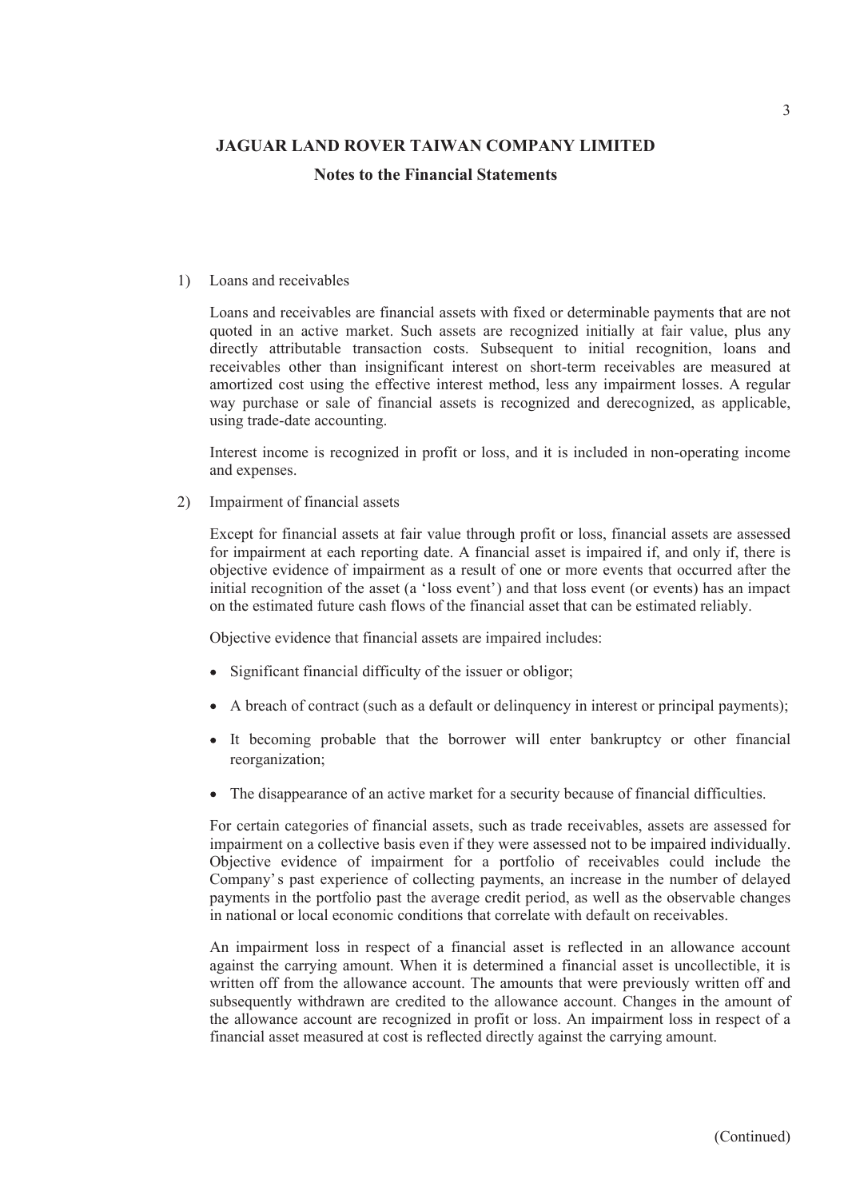# JAGUAR LAND ROVER TAIWAN COMPANY LIMITED

## Notes to the Financial Statements

1) Loans and receivables

   Loans and receivables are financial assets with fixed or determinable payments that are not quoted in an active market. Such assets are recognized initially at fair value, plus any directly attributable transaction costs. Subsequent to initial recognition, loans and receivables other than insignificant interest on short-term receivables are measured at amortized cost using the effective interest method, less any impairment losses. A regular way purchase or sale of financial assets is recognized and derecognized, as applicable, using trade-date accounting.

   Interest income is recognized in profit or loss, and it is included in non-operating income and expenses.

2) Impairment of financial assets

   Except for financial assets at fair value through profit or loss, financial assets are assessed for impairment at each reporting date. A financial asset is impaired if, and only if, there is objective evidence of impairment as a result of one or more events that occurred after the initial recognition of the asset (a 'loss event') and that loss event (or events) has an impact on the estimated future cash flows of the financial asset that can be estimated reliably.

   Objective evidence that financial assets are impaired includes:

   - Significant financial difficulty of the issuer or obligor;
   - A breach of contract (such as a default or delinquency in interest or principal payments);
   - It becoming probable that the borrower will enter bankruptcy or other financial reorganization;
   - The disappearance of an active market for a security because of financial difficulties.

   For certain categories of financial assets, such as trade receivables, assets are assessed for impairment on a collective basis even if they were assessed not to be impaired individually. Objective evidence of impairment for a portfolio of receivables could include the Company's past experience of collecting payments, an increase in the number of delayed payments in the portfolio past the average credit period, as well as the observable changes in national or local economic conditions that correlate with default on receivables.

   An impairment loss in respect of a financial asset is reflected in an allowance account against the carrying amount. When it is determined a financial asset is uncollectible, it is written off from the allowance account. The amounts that were previously written off and subsequently withdrawn are credited to the allowance account. Changes in the amount of the allowance account are recognized in profit or loss. An impairment loss in respect of a financial asset measured at cost is reflected directly against the carrying amount.

(Continued)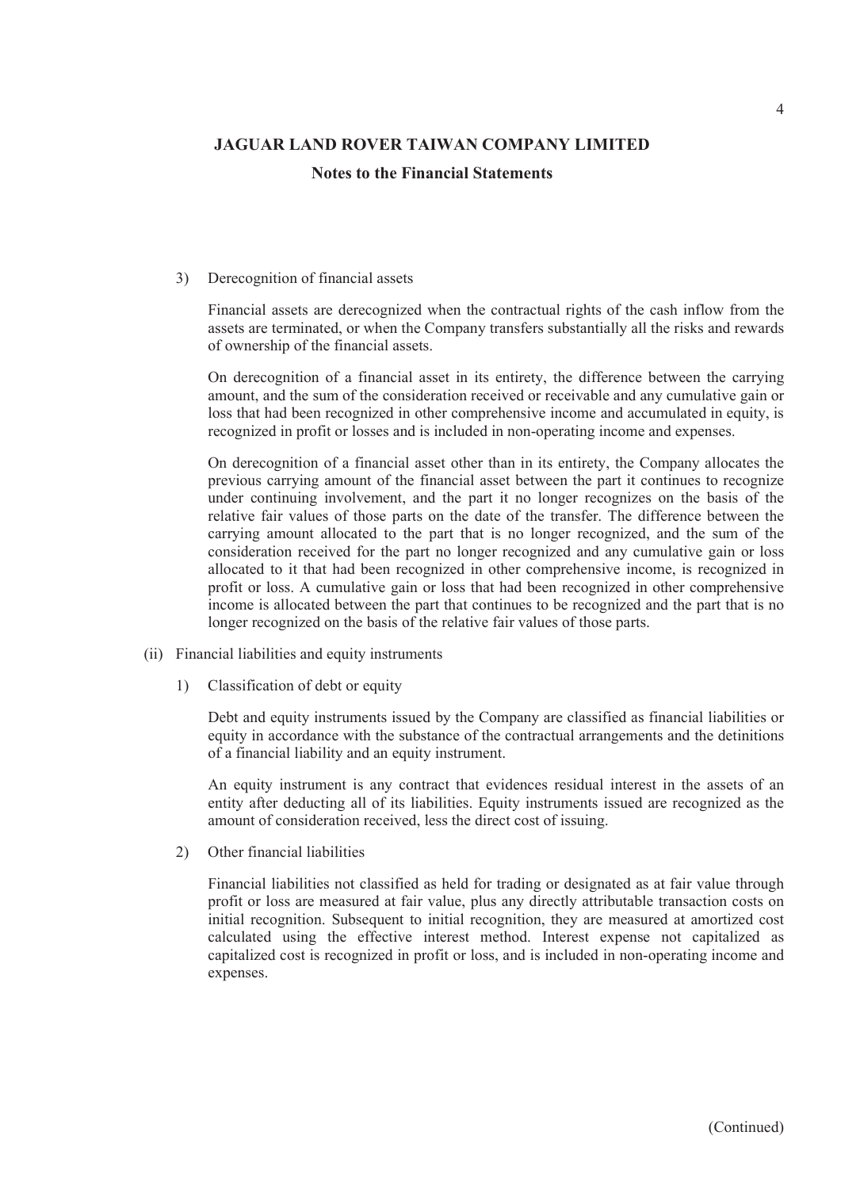3) Derecognition of financial assets

Financial assets are derecognized when the contractual rights of the cash inflow from the assets are terminated, or when the Company transfers substantially all the risks and rewards of ownership of the financial assets.

On derecognition of a financial asset in its entirety, the difference between the carrying amount, and the sum of the consideration received or receivable and any cumulative gain or loss that had been recognized in other comprehensive income and accumulated in equity, is recognized in profit or losses and is included in non-operating income and expenses.

On derecognition of a financial asset other than in its entirety, the Company allocates the previous carrying amount of the financial asset between the part it continues to recognize under continuing involvement, and the part it no longer recognizes on the basis of the relative fair values of those parts on the date of the transfer. The difference between the carrying amount allocated to the part that is no longer recognized, and the sum of the consideration received for the part no longer recognized and any cumulative gain or loss allocated to it that had been recognized in other comprehensive income, is recognized in profit or loss. A cumulative gain or loss that had been recognized in other comprehensive income is allocated between the part that continues to be recognized and the part that is no longer recognized on the basis of the relative fair values of those parts.

(ii) Financial liabilities and equity instruments

1) Classification of debt or equity

Debt and equity instruments issued by the Company are classified as financial liabilities or equity in accordance with the substance of the contractual arrangements and the detinitions of a financial liability and an equity instrument.

An equity instrument is any contract that evidences residual interest in the assets of an entity after deducting all of its liabilities. Equity instruments issued are recognized as the amount of consideration received, less the direct cost of issuing.

2) Other financial liabilities

Financial liabilities not classified as held for trading or designated as at fair value through profit or loss are measured at fair value, plus any directly attributable transaction costs on initial recognition. Subsequent to initial recognition, they are measured at amortized cost calculated using the effective interest method. Interest expense not capitalized as capitalized cost is recognized in profit or loss, and is included in non-operating income and expenses.

(Continued)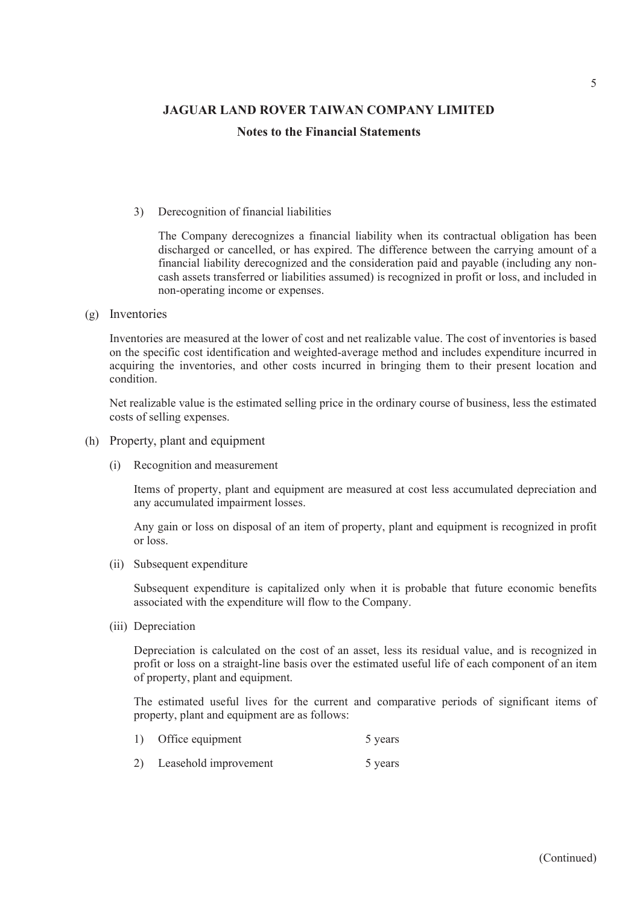3) Derecognition of financial liabilities

The Company derecognizes a financial liability when its contractual obligation has been discharged or cancelled, or has expired. The difference between the carrying amount of a financial liability derecognized and the consideration paid and payable (including any non-cash assets transferred or liabilities assumed) is recognized in profit or loss, and included in non-operating income or expenses.

(g) Inventories

Inventories are measured at the lower of cost and net realizable value. The cost of inventories is based on the specific cost identification and weighted-average method and includes expenditure incurred in acquiring the inventories, and other costs incurred in bringing them to their present location and condition.

Net realizable value is the estimated selling price in the ordinary course of business, less the estimated costs of selling expenses.

(h) Property, plant and equipment

(i) Recognition and measurement

Items of property, plant and equipment are measured at cost less accumulated depreciation and any accumulated impairment losses.

Any gain or loss on disposal of an item of property, plant and equipment is recognized in profit or loss.

(ii) Subsequent expenditure

Subsequent expenditure is capitalized only when it is probable that future economic benefits associated with the expenditure will flow to the Company.

(iii) Depreciation

Depreciation is calculated on the cost of an asset, less its residual value, and is recognized in profit or loss on a straight-line basis over the estimated useful life of each component of an item of property, plant and equipment.

The estimated useful lives for the current and comparative periods of significant items of property, plant and equipment are as follows:

1) Office equipment 5 years

2) Leasehold improvement 5 years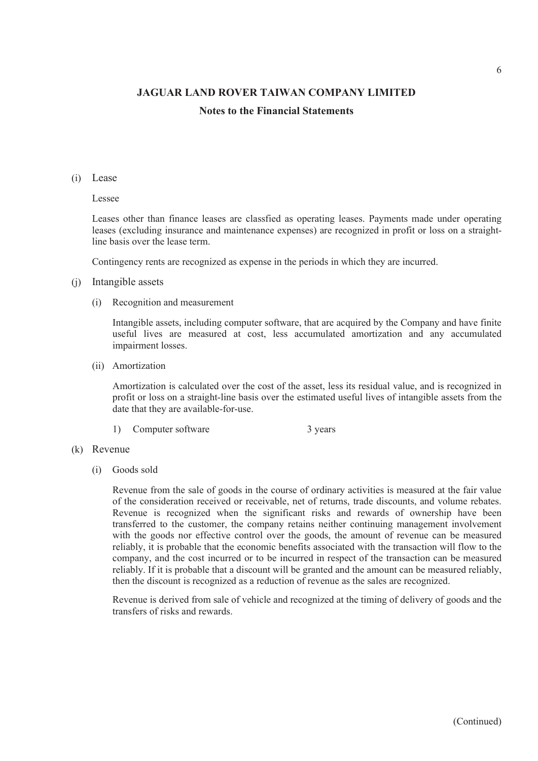## JAGUAR LAND ROVER TAIWAN COMPANY LIMITED

### Notes to the Financial Statements

(i) Lease

Lessee

Leases other than finance leases are classfied as operating leases. Payments made under operating leases (excluding insurance and maintenance expenses) are recognized in profit or loss on a straight-line basis over the lease term.

Contingency rents are recognized as expense in the periods in which they are incurred.

(j) Intangible assets

(i) Recognition and measurement

Intangible assets, including computer software, that are acquired by the Company and have finite useful lives are measured at cost, less accumulated amortization and any accumulated impairment losses.

(ii) Amortization

Amortization is calculated over the cost of the asset, less its residual value, and is recognized in profit or loss on a straight-line basis over the estimated useful lives of intangible assets from the date that they are available-for-use.

1) Computer software 3 years

(k) Revenue

(i) Goods sold

Revenue from the sale of goods in the course of ordinary activities is measured at the fair value of the consideration received or receivable, net of returns, trade discounts, and volume rebates. Revenue is recognized when the significant risks and rewards of ownership have been transferred to the customer, the company retains neither continuing management involvement with the goods nor effective control over the goods, the amount of revenue can be measured reliably, it is probable that the economic benefits associated with the transaction will flow to the company, and the cost incurred or to be incurred in respect of the transaction can be measured reliably. If it is probable that a discount will be granted and the amount can be measured reliably, then the discount is recognized as a reduction of revenue as the sales are recognized.

Revenue is derived from sale of vehicle and recognized at the timing of delivery of goods and the transfers of risks and rewards.

(Continued)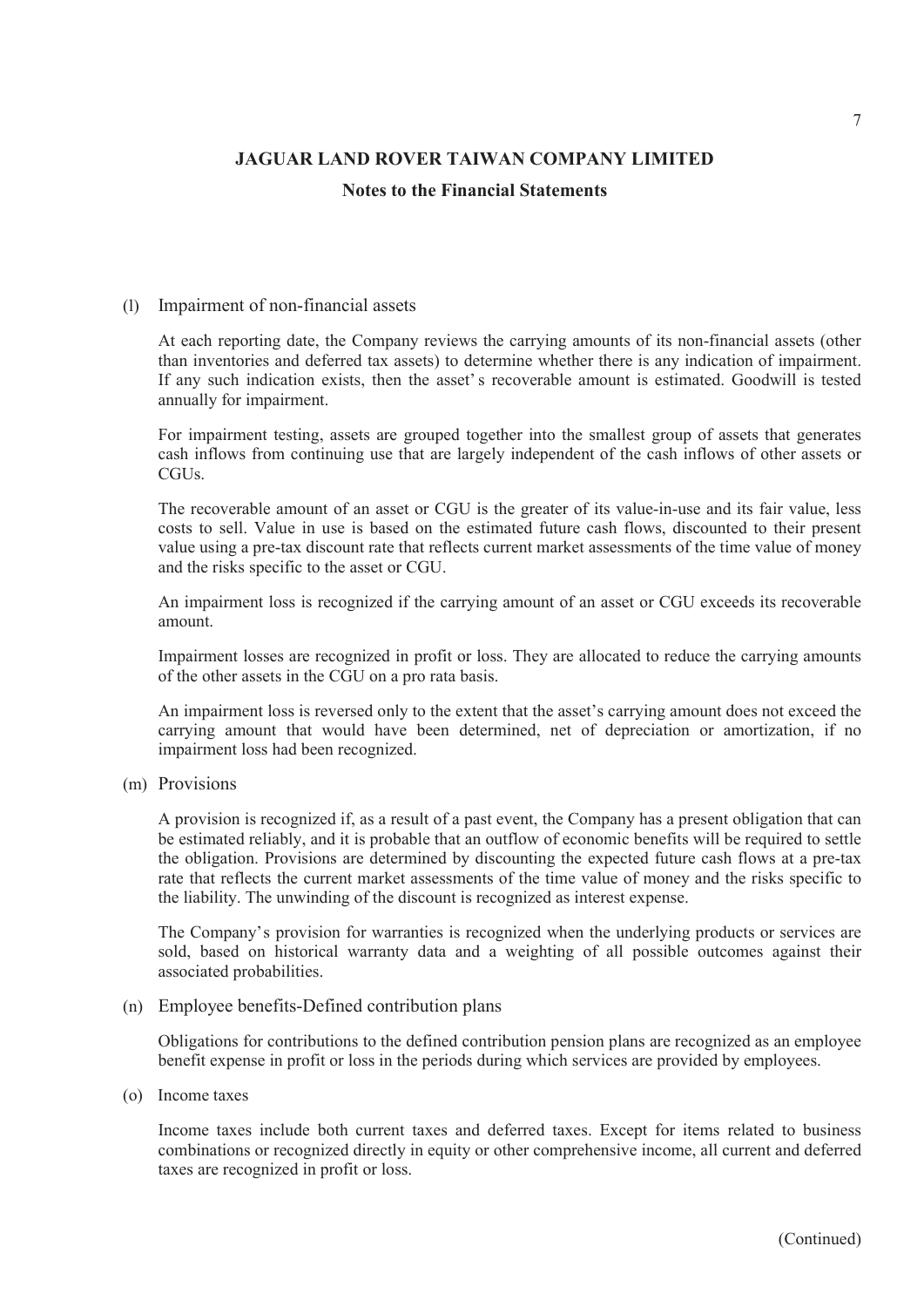**JAGUAR LAND ROVER TAIWAN COMPANY LIMITED**

**Notes to the Financial Statements**

(l) Impairment of non-financial assets

At each reporting date, the Company reviews the carrying amounts of its non-financial assets (other than inventories and deferred tax assets) to determine whether there is any indication of impairment. If any such indication exists, then the asset's recoverable amount is estimated. Goodwill is tested annually for impairment.

For impairment testing, assets are grouped together into the smallest group of assets that generates cash inflows from continuing use that are largely independent of the cash inflows of other assets or CGUs.

The recoverable amount of an asset or CGU is the greater of its value-in-use and its fair value, less costs to sell. Value in use is based on the estimated future cash flows, discounted to their present value using a pre-tax discount rate that reflects current market assessments of the time value of money and the risks specific to the asset or CGU.

An impairment loss is recognized if the carrying amount of an asset or CGU exceeds its recoverable amount.

Impairment losses are recognized in profit or loss. They are allocated to reduce the carrying amounts of the other assets in the CGU on a pro rata basis.

An impairment loss is reversed only to the extent that the asset's carrying amount does not exceed the carrying amount that would have been determined, net of depreciation or amortization, if no impairment loss had been recognized.

(m) Provisions

A provision is recognized if, as a result of a past event, the Company has a present obligation that can be estimated reliably, and it is probable that an outflow of economic benefits will be required to settle the obligation. Provisions are determined by discounting the expected future cash flows at a pre-tax rate that reflects the current market assessments of the time value of money and the risks specific to the liability. The unwinding of the discount is recognized as interest expense.

The Company's provision for warranties is recognized when the underlying products or services are sold, based on historical warranty data and a weighting of all possible outcomes against their associated probabilities.

(n) Employee benefits-Defined contribution plans

Obligations for contributions to the defined contribution pension plans are recognized as an employee benefit expense in profit or loss in the periods during which services are provided by employees.

(o) Income taxes

Income taxes include both current taxes and deferred taxes. Except for items related to business combinations or recognized directly in equity or other comprehensive income, all current and deferred taxes are recognized in profit or loss.

(Continued)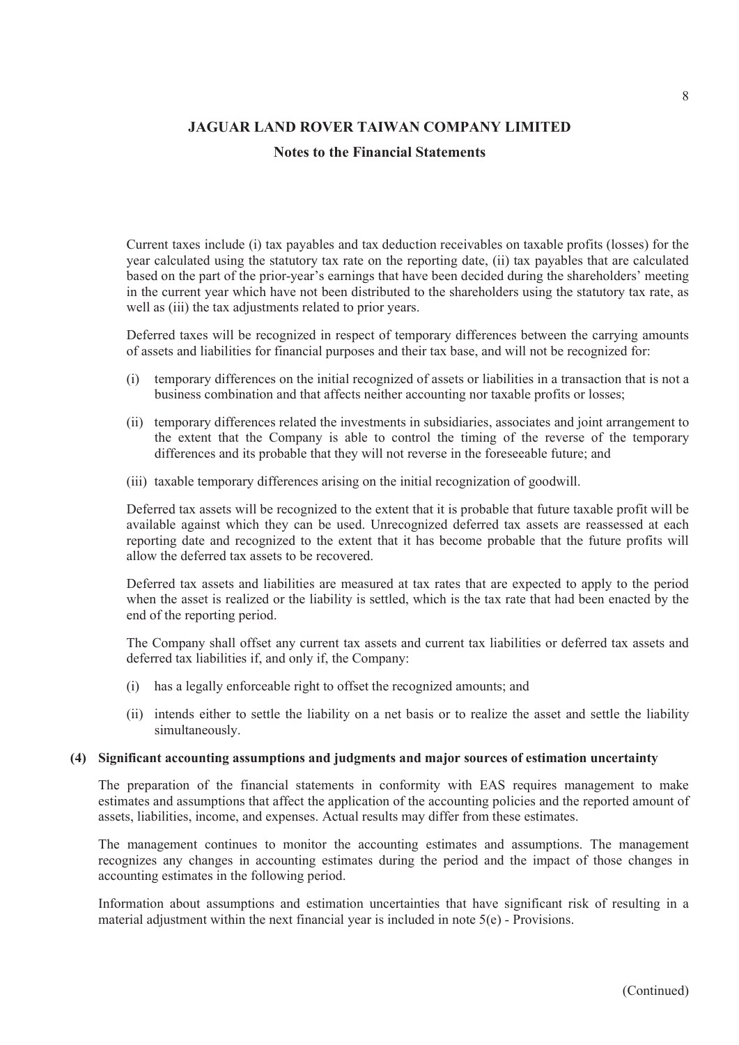Current taxes include (i) tax payables and tax deduction receivables on taxable profits (losses) for the year calculated using the statutory tax rate on the reporting date, (ii) tax payables that are calculated based on the part of the prior-year's earnings that have been decided during the shareholders' meeting in the current year which have not been distributed to the shareholders using the statutory tax rate, as well as (iii) the tax adjustments related to prior years.

Deferred taxes will be recognized in respect of temporary differences between the carrying amounts of assets and liabilities for financial purposes and their tax base, and will not be recognized for:

(i) temporary differences on the initial recognized of assets or liabilities in a transaction that is not a business combination and that affects neither accounting nor taxable profits or losses;

(ii) temporary differences related the investments in subsidiaries, associates and joint arrangement to the extent that the Company is able to control the timing of the reverse of the temporary differences and its probable that they will not reverse in the foreseeable future; and

(iii) taxable temporary differences arising on the initial recognization of goodwill.

Deferred tax assets will be recognized to the extent that it is probable that future taxable profit will be available against which they can be used. Unrecognized deferred tax assets are reassessed at each reporting date and recognized to the extent that it has become probable that the future profits will allow the deferred tax assets to be recovered.

Deferred tax assets and liabilities are measured at tax rates that are expected to apply to the period when the asset is realized or the liability is settled, which is the tax rate that had been enacted by the end of the reporting period.

The Company shall offset any current tax assets and current tax liabilities or deferred tax assets and deferred tax liabilities if, and only if, the Company:

(i) has a legally enforceable right to offset the recognized amounts; and

(ii) intends either to settle the liability on a net basis or to realize the asset and settle the liability simultaneously.

**(4) Significant accounting assumptions and judgments and major sources of estimation uncertainty**

The preparation of the financial statements in conformity with EAS requires management to make estimates and assumptions that affect the application of the accounting policies and the reported amount of assets, liabilities, income, and expenses. Actual results may differ from these estimates.

The management continues to monitor the accounting estimates and assumptions. The management recognizes any changes in accounting estimates during the period and the impact of those changes in accounting estimates in the following period.

Information about assumptions and estimation uncertainties that have significant risk of resulting in a material adjustment within the next financial year is included in note 5(e) - Provisions.

(Continued)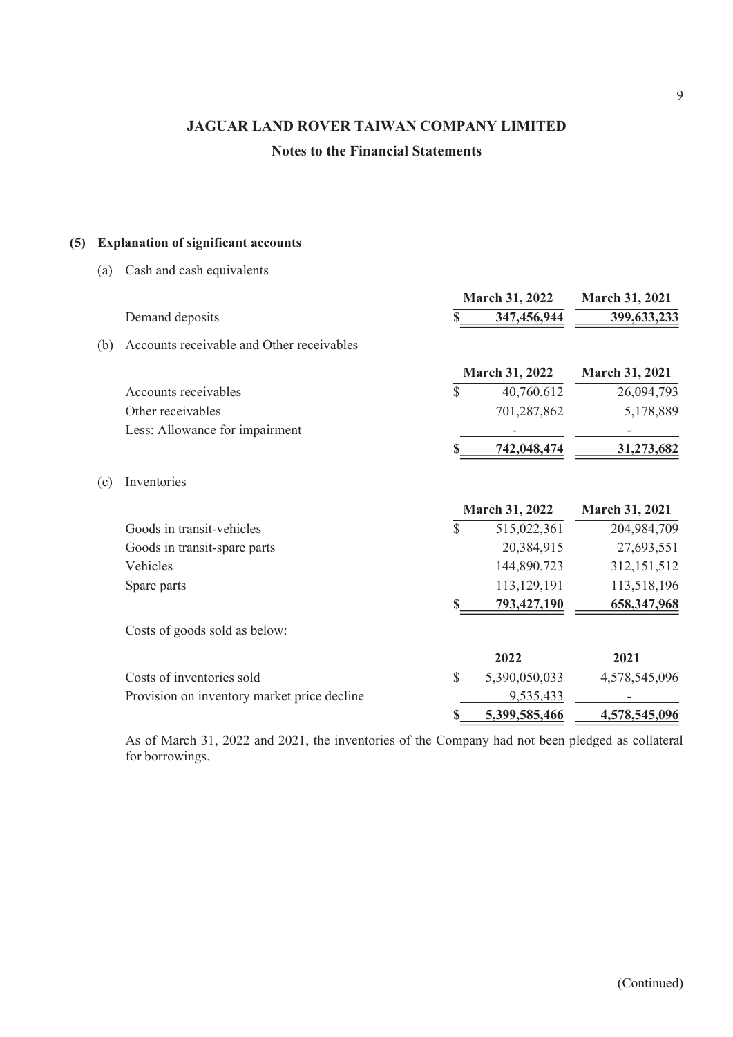# JAGUAR LAND ROVER TAIWAN COMPANY LIMITED

## Notes to the Financial Statements

**(5) Explanation of significant accounts**

(a) Cash and cash equivalents

| | March 31, 2022 | March 31, 2021 |
|---|---|---|
| Demand deposits | $ 347,456,944 | 399,633,233 |

(b) Accounts receivable and Other receivables

| | March 31, 2022 | March 31, 2021 |
|---|---|---|
| Accounts receivables | $ 40,760,612 | 26,094,793 |
| Other receivables | 701,287,862 | 5,178,889 |
| Less: Allowance for impairment | - | - |
| | $ 742,048,474 | 31,273,682 |

(c) Inventories

| | March 31, 2022 | March 31, 2021 |
|---|---|---|
| Goods in transit-vehicles | $ 515,022,361 | 204,984,709 |
| Goods in transit-spare parts | 20,384,915 | 27,693,551 |
| Vehicles | 144,890,723 | 312,151,512 |
| Spare parts | 113,129,191 | 113,518,196 |
| | $ 793,427,190 | 658,347,968 |

Costs of goods sold as below:

| | 2022 | 2021 |
|---|---|---|
| Costs of inventories sold | $ 5,390,050,033 | 4,578,545,096 |
| Provision on inventory market price decline | 9,535,433 | - |
| | $ 5,399,585,466 | 4,578,545,096 |

As of March 31, 2022 and 2021, the inventories of the Company had not been pledged as collateral for borrowings.

(Continued)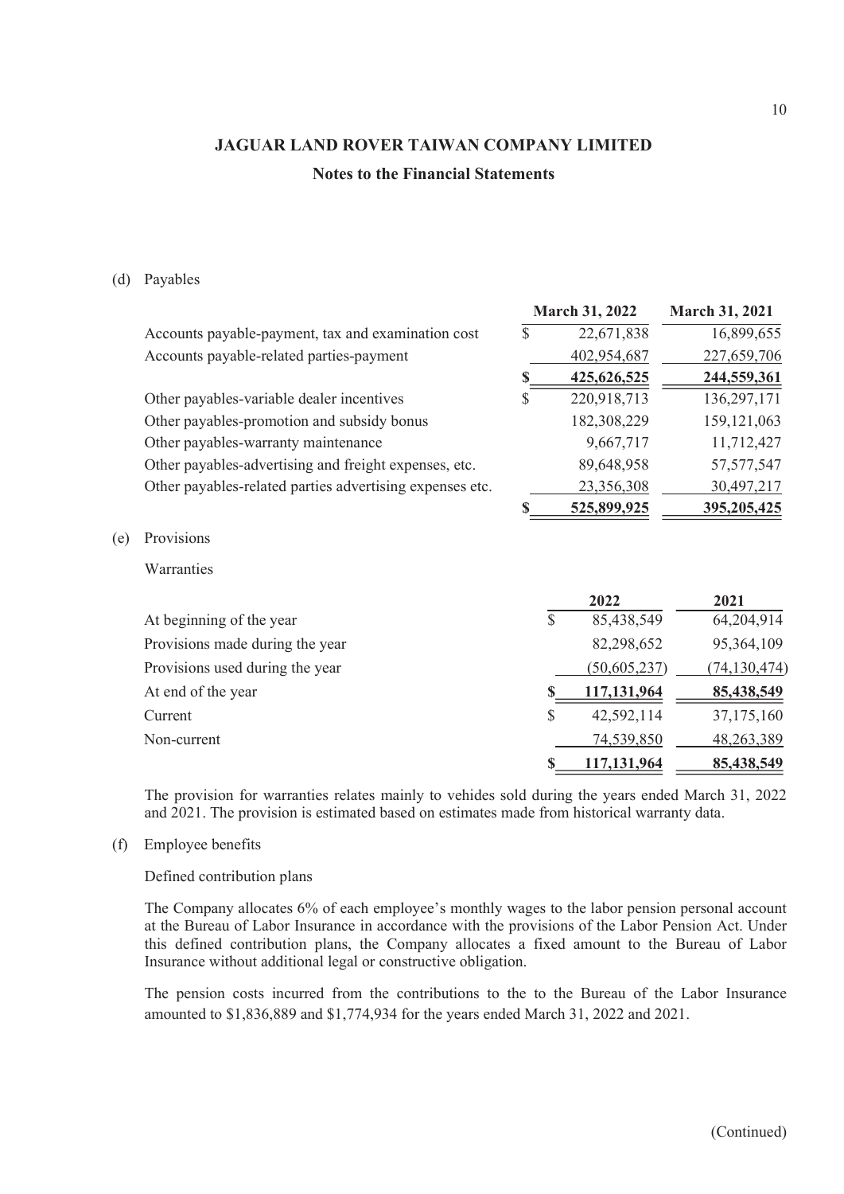# JAGUAR LAND ROVER TAIWAN COMPANY LIMITED

## Notes to the Financial Statements

(d) Payables

| | March 31, 2022 | March 31, 2021 |
|---|---|---|
| Accounts payable-payment, tax and examination cost | $ 22,671,838 | 16,899,655 |
| Accounts payable-related parties-payment | 402,954,687 | 227,659,706 |
| | **$ 425,626,525** | **244,559,361** |
| Other payables-variable dealer incentives | $ 220,918,713 | 136,297,171 |
| Other payables-promotion and subsidy bonus | 182,308,229 | 159,121,063 |
| Other payables-warranty maintenance | 9,667,717 | 11,712,427 |
| Other payables-advertising and freight expenses, etc. | 89,648,958 | 57,577,547 |
| Other payables-related parties advertising expenses etc. | 23,356,308 | 30,497,217 |
| | **$ 525,899,925** | **395,205,425** |

(e) Provisions

Warranties

| | 2022 | 2021 |
|---|---|---|
| At beginning of the year | $ 85,438,549 | 64,204,914 |
| Provisions made during the year | 82,298,652 | 95,364,109 |
| Provisions used during the year | (50,605,237) | (74,130,474) |
| At end of the year | **$ 117,131,964** | **85,438,549** |
| Current | $ 42,592,114 | 37,175,160 |
| Non-current | 74,539,850 | 48,263,389 |
| | **$ 117,131,964** | **85,438,549** |

The provision for warranties relates mainly to vehides sold during the years ended March 31, 2022 and 2021. The provision is estimated based on estimates made from historical warranty data.

(f) Employee benefits

Defined contribution plans

The Company allocates 6% of each employee's monthly wages to the labor pension personal account at the Bureau of Labor Insurance in accordance with the provisions of the Labor Pension Act. Under this defined contribution plans, the Company allocates a fixed amount to the Bureau of Labor Insurance without additional legal or constructive obligation.

The pension costs incurred from the contributions to the to the Bureau of the Labor Insurance amounted to $1,836,889 and $1,774,934 for the years ended March 31, 2022 and 2021.

(Continued)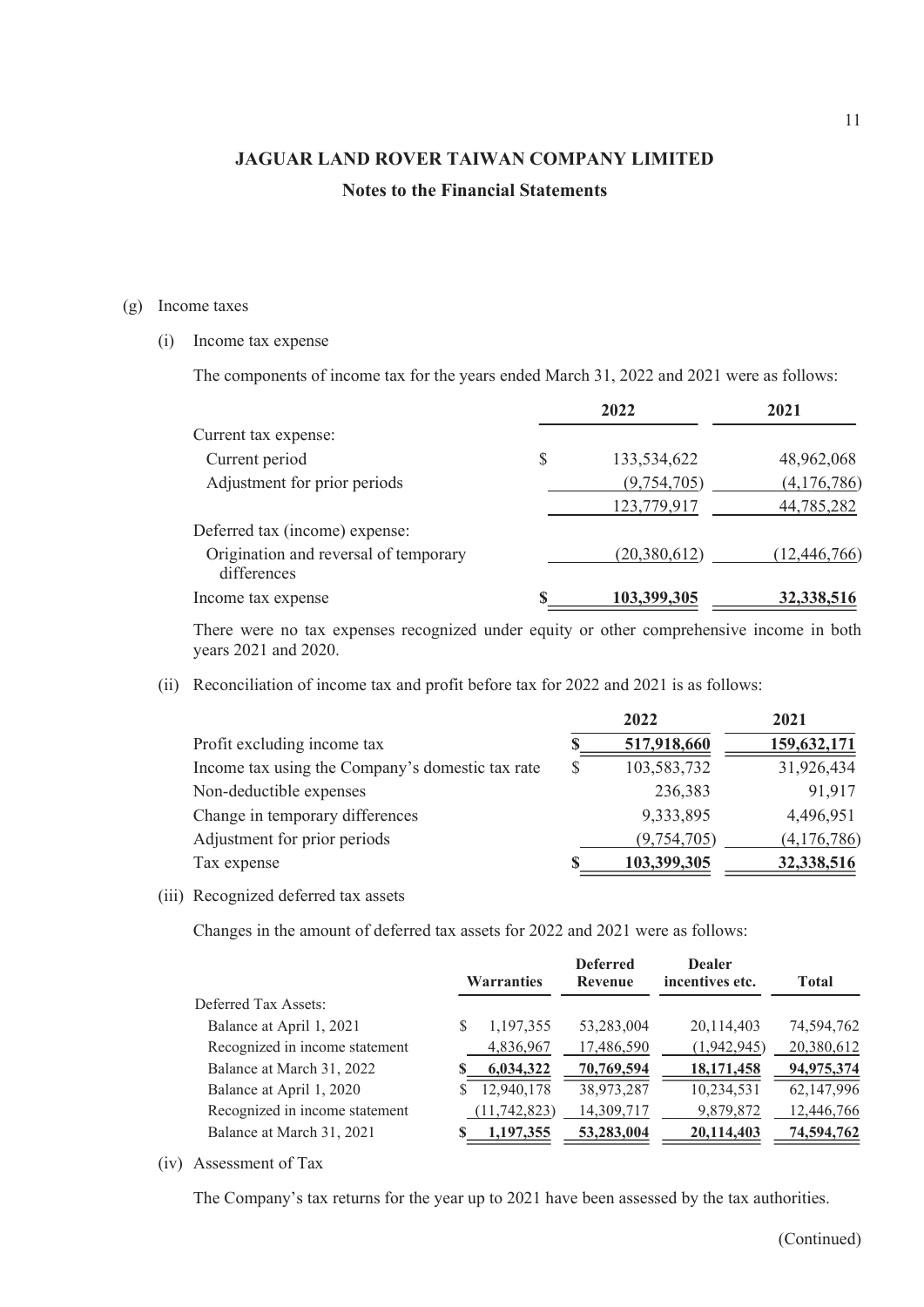**JAGUAR LAND ROVER TAIWAN COMPANY LIMITED**

**Notes to the Financial Statements**

(g) Income taxes

(i) Income tax expense

The components of income tax for the years ended March 31, 2022 and 2021 were as follows:

| | 2022 | 2021 |
|---|---|---|
| Current tax expense: | | |
| Current period | $ 133,534,622 | 48,962,068 |
| Adjustment for prior periods | (9,754,705) | (4,176,786) |
| | 123,779,917 | 44,785,282 |
| Deferred tax (income) expense: | | |
| Origination and reversal of temporary differences | (20,380,612) | (12,446,766) |
| Income tax expense | **$ 103,399,305** | **32,338,516** |

There were no tax expenses recognized under equity or other comprehensive income in both years 2021 and 2020.

(ii) Reconciliation of income tax and profit before tax for 2022 and 2021 is as follows:

| | 2022 | 2021 |
|---|---|---|
| Profit excluding income tax | **$ 517,918,660** | **159,632,171** |
| Income tax using the Company's domestic tax rate | $ 103,583,732 | 31,926,434 |
| Non-deductible expenses | 236,383 | 91,917 |
| Change in temporary differences | 9,333,895 | 4,496,951 |
| Adjustment for prior periods | (9,754,705) | (4,176,786) |
| Tax expense | **$ 103,399,305** | **32,338,516** |

(iii) Recognized deferred tax assets

Changes in the amount of deferred tax assets for 2022 and 2021 were as follows:

| | Warranties | Deferred Revenue | Dealer incentives etc. | Total |
|---|---|---|---|---|
| Deferred Tax Assets: | | | | |
| Balance at April 1, 2021 | $ 1,197,355 | 53,283,004 | 20,114,403 | 74,594,762 |
| Recognized in income statement | 4,836,967 | 17,486,590 | (1,942,945) | 20,380,612 |
| Balance at March 31, 2022 | **$ 6,034,322** | **70,769,594** | **18,171,458** | **94,975,374** |
| Balance at April 1, 2020 | $ 12,940,178 | 38,973,287 | 10,234,531 | 62,147,996 |
| Recognized in income statement | (11,742,823) | 14,309,717 | 9,879,872 | 12,446,766 |
| Balance at March 31, 2021 | **$ 1,197,355** | **53,283,004** | **20,114,403** | **74,594,762** |

(iv) Assessment of Tax

The Company's tax returns for the year up to 2021 have been assessed by the tax authorities.

(Continued)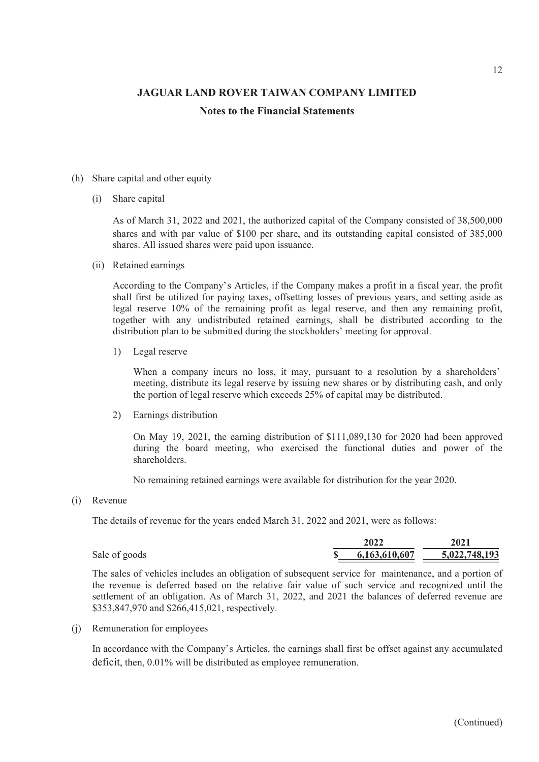# JAGUAR LAND ROVER TAIWAN COMPANY LIMITED

## Notes to the Financial Statements

(h) Share capital and other equity

(i) Share capital

As of March 31, 2022 and 2021, the authorized capital of the Company consisted of 38,500,000 shares and with par value of $100 per share, and its outstanding capital consisted of 385,000 shares. All issued shares were paid upon issuance.

(ii) Retained earnings

According to the Company's Articles, if the Company makes a profit in a fiscal year, the profit shall first be utilized for paying taxes, offsetting losses of previous years, and setting aside as legal reserve 10% of the remaining profit as legal reserve, and then any remaining profit, together with any undistributed retained earnings, shall be distributed according to the distribution plan to be submitted during the stockholders' meeting for approval.

1) Legal reserve

When a company incurs no loss, it may, pursuant to a resolution by a shareholders' meeting, distribute its legal reserve by issuing new shares or by distributing cash, and only the portion of legal reserve which exceeds 25% of capital may be distributed.

2) Earnings distribution

On May 19, 2021, the earning distribution of $111,089,130 for 2020 had been approved during the board meeting, who exercised the functional duties and power of the shareholders.

No remaining retained earnings were available for distribution for the year 2020.

(i) Revenue

The details of revenue for the years ended March 31, 2022 and 2021, were as follows:

| | 2022 | 2021 |
|---|---|---|
| Sale of goods | $ 6,163,610,607 | 5,022,748,193 |

The sales of vehicles includes an obligation of subsequent service for maintenance, and a portion of the revenue is deferred based on the relative fair value of such service and recognized until the settlement of an obligation. As of March 31, 2022, and 2021 the balances of deferred revenue are $353,847,970 and $266,415,021, respectively.

(j) Remuneration for employees

In accordance with the Company's Articles, the earnings shall first be offset against any accumulated deficit, then, 0.01% will be distributed as employee remuneration.

(Continued)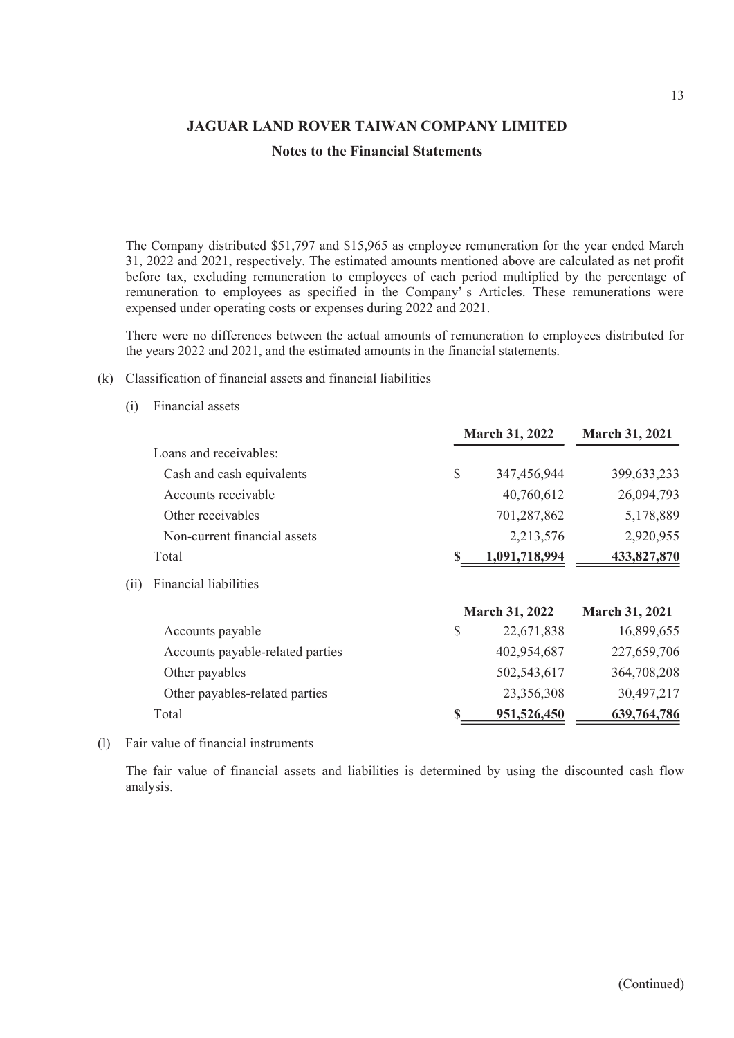# JAGUAR LAND ROVER TAIWAN COMPANY LIMITED

## Notes to the Financial Statements

The Company distributed $51,797 and $15,965 as employee remuneration for the year ended March 31, 2022 and 2021, respectively. The estimated amounts mentioned above are calculated as net profit before tax, excluding remuneration to employees of each period multiplied by the percentage of remuneration to employees as specified in the Company's Articles. These remunerations were expensed under operating costs or expenses during 2022 and 2021.

There were no differences between the actual amounts of remuneration to employees distributed for the years 2022 and 2021, and the estimated amounts in the financial statements.

(k) Classification of financial assets and financial liabilities

(i) Financial assets

| | March 31, 2022 | March 31, 2021 |
|---|---|---|
| Loans and receivables: | | |
| Cash and cash equivalents | $ 347,456,944 | 399,633,233 |
| Accounts receivable | 40,760,612 | 26,094,793 |
| Other receivables | 701,287,862 | 5,178,889 |
| Non-current financial assets | 2,213,576 | 2,920,955 |
| Total | **$ 1,091,718,994** | **433,827,870** |

(ii) Financial liabilities

| | March 31, 2022 | March 31, 2021 |
|---|---|---|
| Accounts payable | $ 22,671,838 | 16,899,655 |
| Accounts payable-related parties | 402,954,687 | 227,659,706 |
| Other payables | 502,543,617 | 364,708,208 |
| Other payables-related parties | 23,356,308 | 30,497,217 |
| Total | **$ 951,526,450** | **639,764,786** |

(l) Fair value of financial instruments

The fair value of financial assets and liabilities is determined by using the discounted cash flow analysis.

(Continued)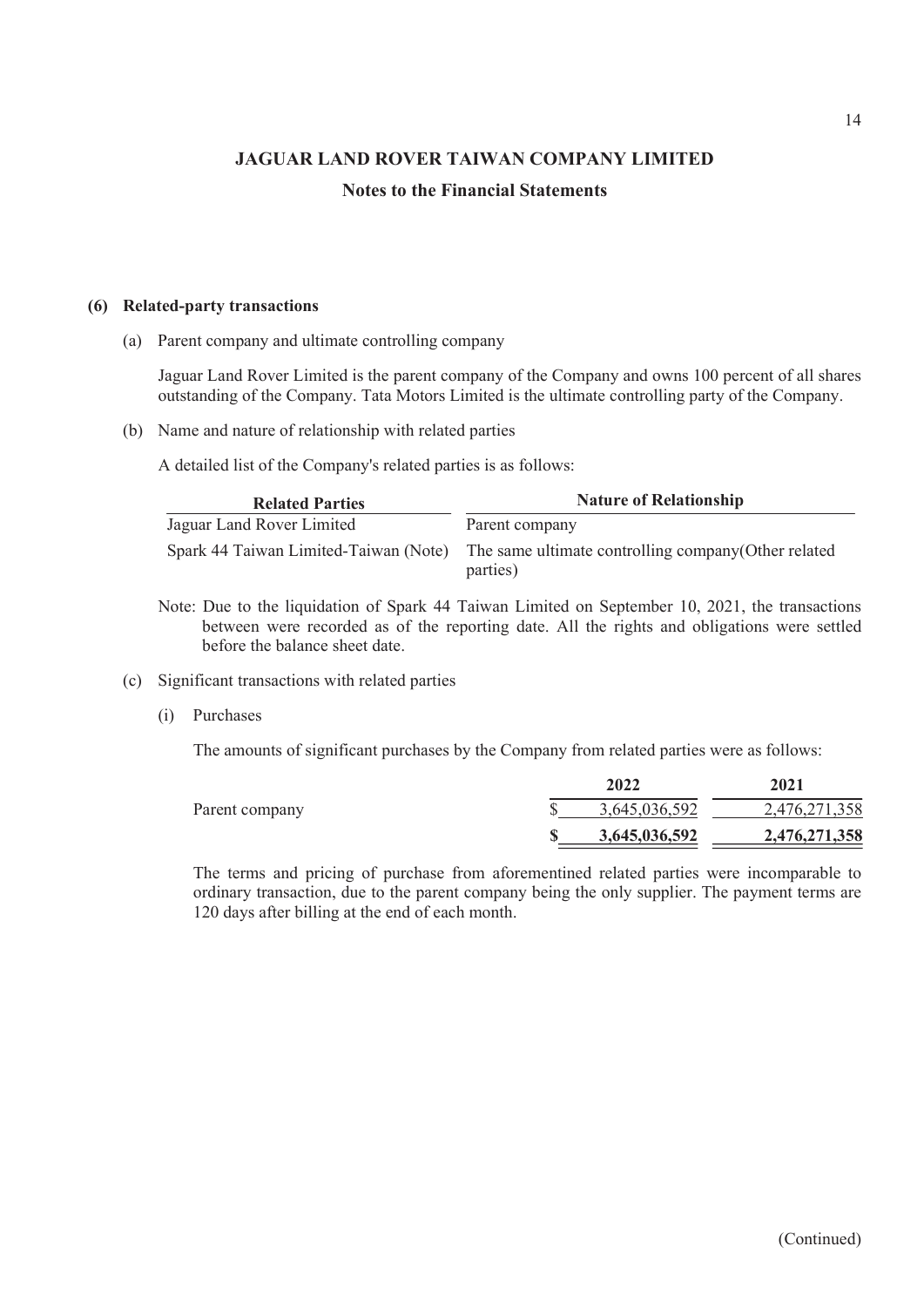**JAGUAR LAND ROVER TAIWAN COMPANY LIMITED**

**Notes to the Financial Statements**

**(6) Related-party transactions**

(a) Parent company and ultimate controlling company

Jaguar Land Rover Limited is the parent company of the Company and owns 100 percent of all shares outstanding of the Company. Tata Motors Limited is the ultimate controlling party of the Company.

(b) Name and nature of relationship with related parties

A detailed list of the Company's related parties is as follows:

| Related Parties | Nature of Relationship |
|---|---|
| Jaguar Land Rover Limited | Parent company |
| Spark 44 Taiwan Limited-Taiwan (Note) | The same ultimate controlling company(Other related parties) |

Note: Due to the liquidation of Spark 44 Taiwan Limited on September 10, 2021, the transactions between were recorded as of the reporting date. All the rights and obligations were settled before the balance sheet date.

(c) Significant transactions with related parties

(i) Purchases

The amounts of significant purchases by the Company from related parties were as follows:

| | 2022 | 2021 |
|---|---|---|
| Parent company | $ 3,645,036,592 | 2,476,271,358 |
| | **$ 3,645,036,592** | **2,476,271,358** |

The terms and pricing of purchase from aforementined related parties were incomparable to ordinary transaction, due to the parent company being the only supplier. The payment terms are 120 days after billing at the end of each month.

(Continued)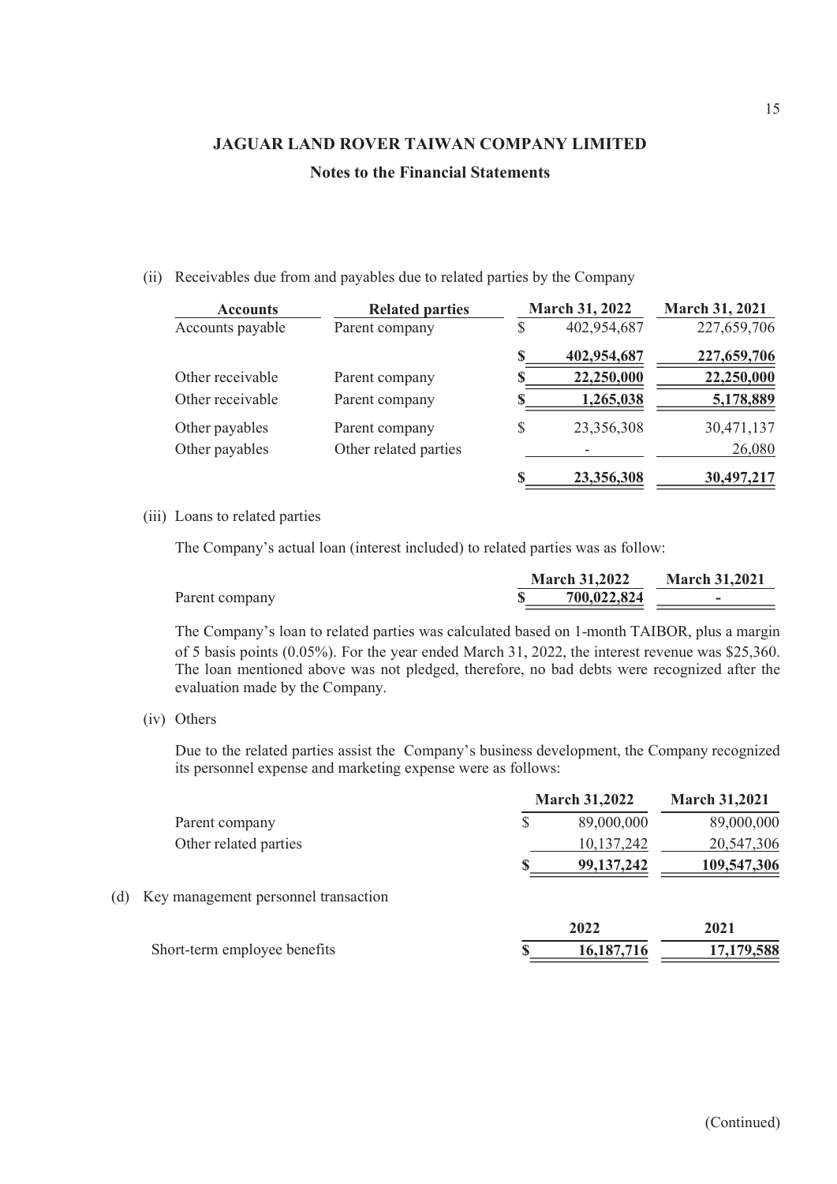# JAGUAR LAND ROVER TAIWAN COMPANY LIMITED

## Notes to the Financial Statements

(ii) Receivables due from and payables due to related parties by the Company

| Accounts | Related parties | March 31, 2022 | March 31, 2021 |
|---|---|---|---|
| Accounts payable | Parent company | $ 402,954,687 | 227,659,706 |
| | | **$ 402,954,687** | **227,659,706** |
| Other receivable | Parent company | **$ 22,250,000** | **22,250,000** |
| Other receivable | Parent company | **$ 1,265,038** | **5,178,889** |
| Other payables | Parent company | $ 23,356,308 | 30,471,137 |
| Other payables | Other related parties | - | 26,080 |
| | | **$ 23,356,308** | **30,497,217** |

(iii) Loans to related parties

The Company's actual loan (interest included) to related parties was as follow:

| | March 31,2022 | March 31,2021 |
|---|---|---|
| Parent company | **$ 700,022,824** | **-** |

The Company's loan to related parties was calculated based on 1-month TAIBOR, plus a margin of 5 basis points (0.05%). For the year ended March 31, 2022, the interest revenue was $25,360. The loan mentioned above was not pledged, therefore, no bad debts were recognized after the evaluation made by the Company.

(iv) Others

Due to the related parties assist the Company's business development, the Company recognized its personnel expense and marketing expense were as follows:

| | March 31,2022 | March 31,2021 |
|---|---|---|
| Parent company | $ 89,000,000 | 89,000,000 |
| Other related parties | 10,137,242 | 20,547,306 |
| | **$ 99,137,242** | **109,547,306** |

(d) Key management personnel transaction

| | 2022 | 2021 |
|---|---|---|
| Short-term employee benefits | **$ 16,187,716** | **17,179,588** |

(Continued)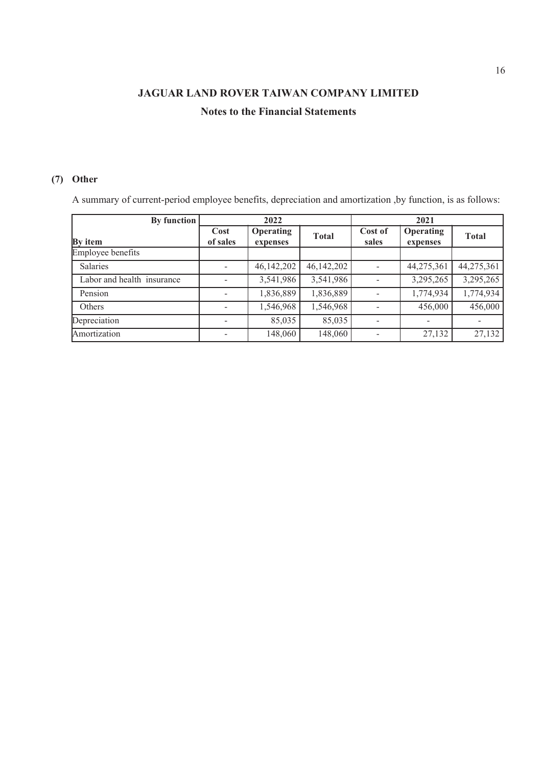# JAGUAR LAND ROVER TAIWAN COMPANY LIMITED

## Notes to the Financial Statements

### (7) Other

A summary of current-period employee benefits, depreciation and amortization ,by function, is as follows:

| By function | 2022 | | | 2021 | | |
|---|---|---|---|---|---|---|
| By item | Cost of sales | Operating expenses | Total | Cost of sales | Operating expenses | Total |
| Employee benefits | | | | | | |
| Salaries | - | 46,142,202 | 46,142,202 | - | 44,275,361 | 44,275,361 |
| Labor and health insurance | - | 3,541,986 | 3,541,986 | - | 3,295,265 | 3,295,265 |
| Pension | - | 1,836,889 | 1,836,889 | - | 1,774,934 | 1,774,934 |
| Others | - | 1,546,968 | 1,546,968 | - | 456,000 | 456,000 |
| Depreciation | - | 85,035 | 85,035 | - | - | - |
| Amortization | - | 148,060 | 148,060 | - | 27,132 | 27,132 |